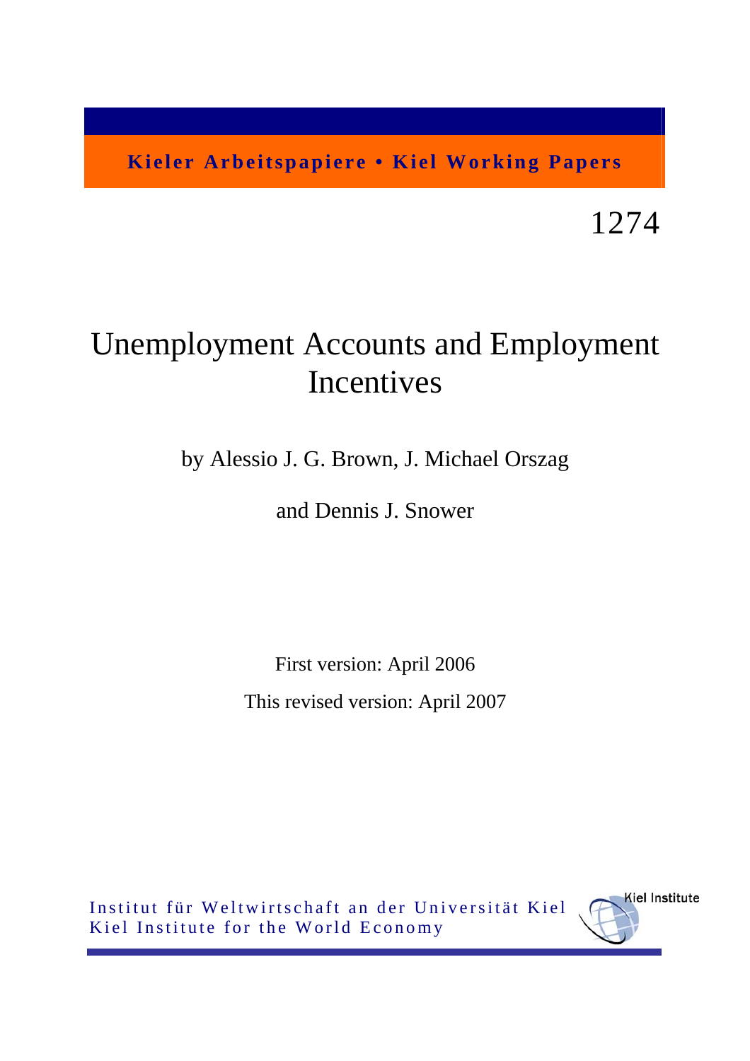**Kieler Arbeitspapiere • Kiel Working Papers**

1274

# Unemployment Accounts and Employment Incentives

by Alessio J. G. Brown, J. Michael Orszag

and Dennis J. Snower

First version: April 2006

This revised version: April 2007

Institut für Weltwirtschaft an der Universität Kiel
Kiel Institute for the World Economy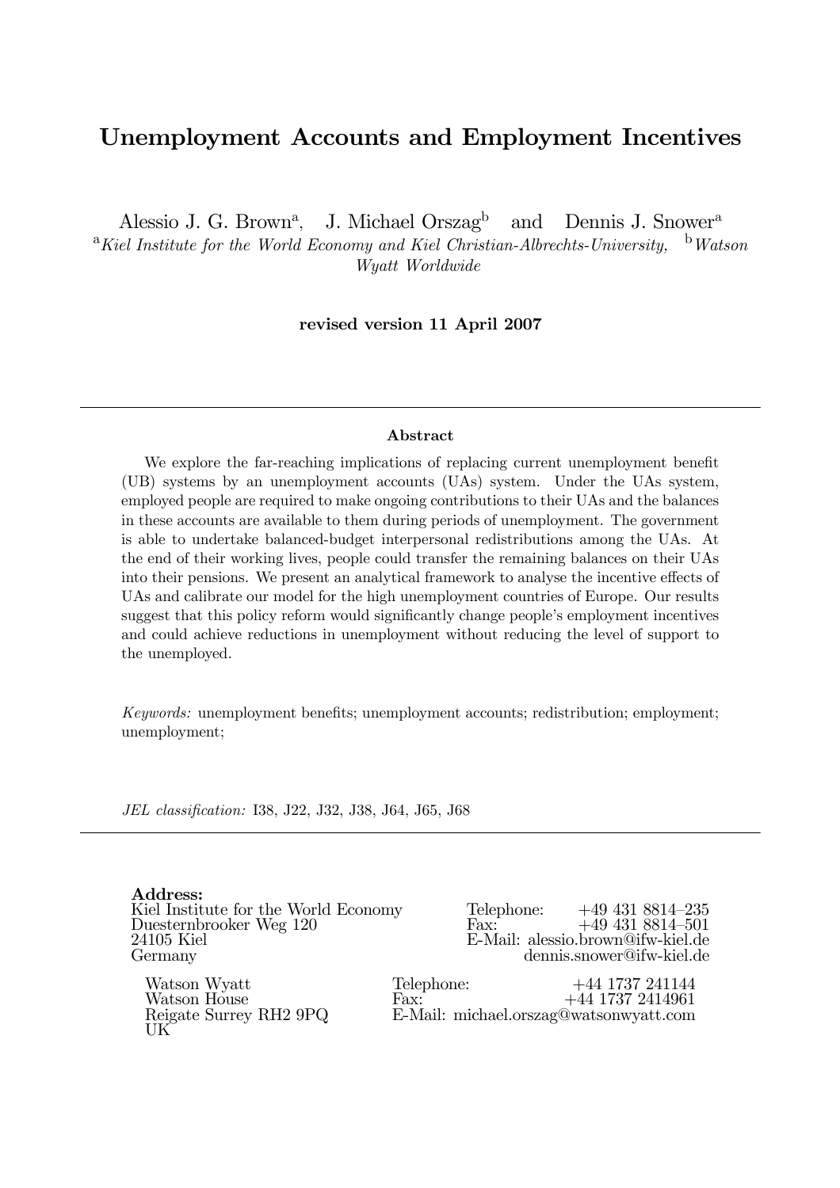# Unemployment Accounts and Employment Incentives

Alessio J. G. Brown[a], J. Michael Orszag[b] and Dennis J. Snower[a]

[a] *Kiel Institute for the World Economy and Kiel Christian-Albrechts-University,* [b] *Watson Wyatt Worldwide*

**revised version 11 April 2007**

---

### Abstract

We explore the far-reaching implications of replacing current unemployment benefit (UB) systems by an unemployment accounts (UAs) system. Under the UAs system, employed people are required to make ongoing contributions to their UAs and the balances in these accounts are available to them during periods of unemployment. The government is able to undertake balanced-budget interpersonal redistributions among the UAs. At the end of their working lives, people could transfer the remaining balances on their UAs into their pensions. We present an analytical framework to analyse the incentive effects of UAs and calibrate our model for the high unemployment countries of Europe. Our results suggest that this policy reform would significantly change people's employment incentives and could achieve reductions in unemployment without reducing the level of support to the unemployed.

*Keywords:* unemployment benefits; unemployment accounts; redistribution; employment; unemployment;

*JEL classification:* I38, J22, J32, J38, J64, J65, J68

---

**Address:**

Kiel Institute for the World Economy
Duesternbrooker Weg 120
24105 Kiel
Germany

Telephone: +49 431 8814–235
Fax: +49 431 8814–501
E-Mail: alessio.brown@ifw-kiel.de
dennis.snower@ifw-kiel.de

Watson Wyatt
Watson House
Reigate Surrey RH2 9PQ
UK

Telephone: +44 1737 241144
Fax: +44 1737 2414961
E-Mail: michael.orszag@watsonwyatt.com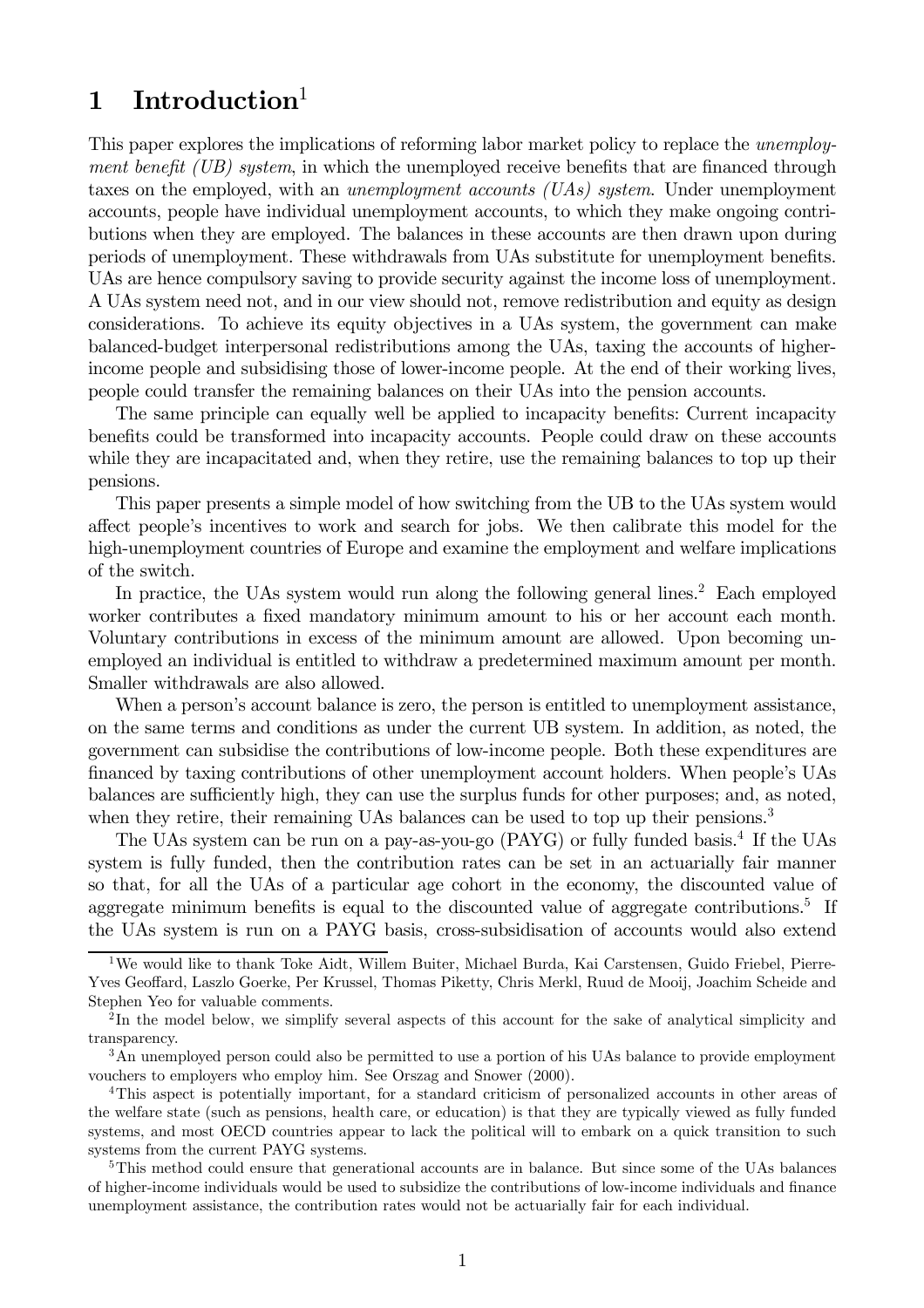# 1 Introduction[1]

This paper explores the implications of reforming labor market policy to replace the *unemployment benefit (UB) system*, in which the unemployed receive benefits that are financed through taxes on the employed, with an *unemployment accounts (UAs) system*. Under unemployment accounts, people have individual unemployment accounts, to which they make ongoing contributions when they are employed. The balances in these accounts are then drawn upon during periods of unemployment. These withdrawals from UAs substitute for unemployment benefits. UAs are hence compulsory saving to provide security against the income loss of unemployment. A UAs system need not, and in our view should not, remove redistribution and equity as design considerations. To achieve its equity objectives in a UAs system, the government can make balanced-budget interpersonal redistributions among the UAs, taxing the accounts of higher-income people and subsidising those of lower-income people. At the end of their working lives, people could transfer the remaining balances on their UAs into the pension accounts.

The same principle can equally well be applied to incapacity benefits: Current incapacity benefits could be transformed into incapacity accounts. People could draw on these accounts while they are incapacitated and, when they retire, use the remaining balances to top up their pensions.

This paper presents a simple model of how switching from the UB to the UAs system would affect people's incentives to work and search for jobs. We then calibrate this model for the high-unemployment countries of Europe and examine the employment and welfare implications of the switch.

In practice, the UAs system would run along the following general lines.[2] Each employed worker contributes a fixed mandatory minimum amount to his or her account each month. Voluntary contributions in excess of the minimum amount are allowed. Upon becoming unemployed an individual is entitled to withdraw a predetermined maximum amount per month. Smaller withdrawals are also allowed.

When a person's account balance is zero, the person is entitled to unemployment assistance, on the same terms and conditions as under the current UB system. In addition, as noted, the government can subsidise the contributions of low-income people. Both these expenditures are financed by taxing contributions of other unemployment account holders. When people's UAs balances are sufficiently high, they can use the surplus funds for other purposes; and, as noted, when they retire, their remaining UAs balances can be used to top up their pensions.[3]

The UAs system can be run on a pay-as-you-go (PAYG) or fully funded basis.[4] If the UAs system is fully funded, then the contribution rates can be set in an actuarially fair manner so that, for all the UAs of a particular age cohort in the economy, the discounted value of aggregate minimum benefits is equal to the discounted value of aggregate contributions.[5] If the UAs system is run on a PAYG basis, cross-subsidisation of accounts would also extend

---

[1] We would like to thank Toke Aidt, Willem Buiter, Michael Burda, Kai Carstensen, Guido Friebel, Pierre-Yves Geoffard, Laszlo Goerke, Per Krussel, Thomas Piketty, Chris Merkl, Ruud de Mooij, Joachim Scheide and Stephen Yeo for valuable comments.

[2] In the model below, we simplify several aspects of this account for the sake of analytical simplicity and transparency.

[3] An unemployed person could also be permitted to use a portion of his UAs balance to provide employment vouchers to employers who employ him. See Orszag and Snower (2000).

[4] This aspect is potentially important, for a standard criticism of personalized accounts in other areas of the welfare state (such as pensions, health care, or education) is that they are typically viewed as fully funded systems, and most OECD countries appear to lack the political will to embark on a quick transition to such systems from the current PAYG systems.

[5] This method could ensure that generational accounts are in balance. But since some of the UAs balances of higher-income individuals would be used to subsidize the contributions of low-income individuals and finance unemployment assistance, the contribution rates would not be actuarially fair for each individual.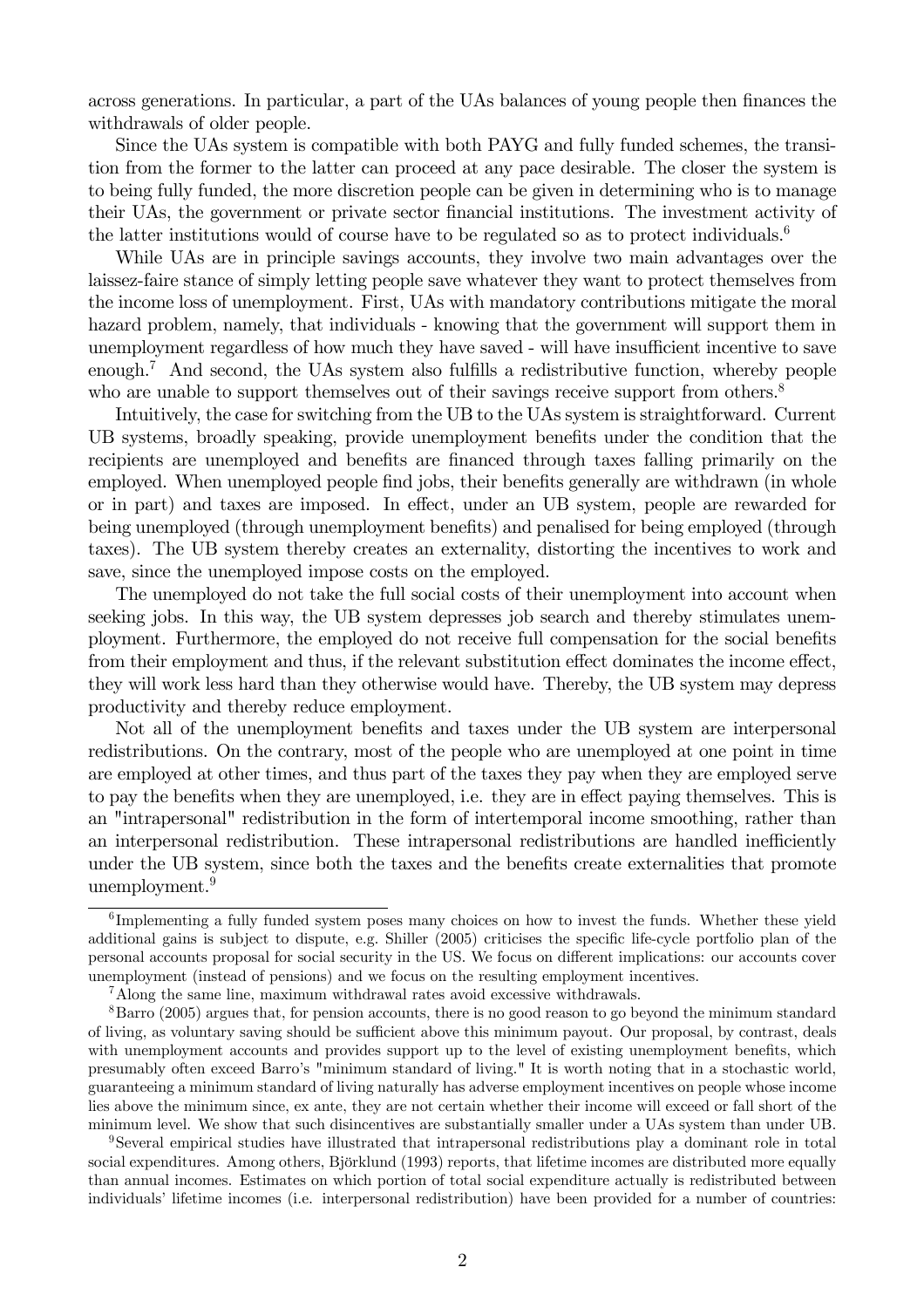across generations. In particular, a part of the UAs balances of young people then finances the withdrawals of older people.

Since the UAs system is compatible with both PAYG and fully funded schemes, the transition from the former to the latter can proceed at any pace desirable. The closer the system is to being fully funded, the more discretion people can be given in determining who is to manage their UAs, the government or private sector financial institutions. The investment activity of the latter institutions would of course have to be regulated so as to protect individuals.[6]

While UAs are in principle savings accounts, they involve two main advantages over the laissez-faire stance of simply letting people save whatever they want to protect themselves from the income loss of unemployment. First, UAs with mandatory contributions mitigate the moral hazard problem, namely, that individuals - knowing that the government will support them in unemployment regardless of how much they have saved - will have insufficient incentive to save enough.[7] And second, the UAs system also fulfills a redistributive function, whereby people who are unable to support themselves out of their savings receive support from others.[8]

Intuitively, the case for switching from the UB to the UAs system is straightforward. Current UB systems, broadly speaking, provide unemployment benefits under the condition that the recipients are unemployed and benefits are financed through taxes falling primarily on the employed. When unemployed people find jobs, their benefits generally are withdrawn (in whole or in part) and taxes are imposed. In effect, under an UB system, people are rewarded for being unemployed (through unemployment benefits) and penalised for being employed (through taxes). The UB system thereby creates an externality, distorting the incentives to work and save, since the unemployed impose costs on the employed.

The unemployed do not take the full social costs of their unemployment into account when seeking jobs. In this way, the UB system depresses job search and thereby stimulates unemployment. Furthermore, the employed do not receive full compensation for the social benefits from their employment and thus, if the relevant substitution effect dominates the income effect, they will work less hard than they otherwise would have. Thereby, the UB system may depress productivity and thereby reduce employment.

Not all of the unemployment benefits and taxes under the UB system are interpersonal redistributions. On the contrary, most of the people who are unemployed at one point in time are employed at other times, and thus part of the taxes they pay when they are employed serve to pay the benefits when they are unemployed, i.e. they are in effect paying themselves. This is an "intrapersonal" redistribution in the form of intertemporal income smoothing, rather than an interpersonal redistribution. These intrapersonal redistributions are handled inefficiently under the UB system, since both the taxes and the benefits create externalities that promote unemployment.[9]

---

[6] Implementing a fully funded system poses many choices on how to invest the funds. Whether these yield additional gains is subject to dispute, e.g. Shiller (2005) criticises the specific life-cycle portfolio plan of the personal accounts proposal for social security in the US. We focus on different implications: our accounts cover unemployment (instead of pensions) and we focus on the resulting employment incentives.

[7] Along the same line, maximum withdrawal rates avoid excessive withdrawals.

[8] Barro (2005) argues that, for pension accounts, there is no good reason to go beyond the minimum standard of living, as voluntary saving should be sufficient above this minimum payout. Our proposal, by contrast, deals with unemployment accounts and provides support up to the level of existing unemployment benefits, which presumably often exceed Barro's "minimum standard of living." It is worth noting that in a stochastic world, guaranteeing a minimum standard of living naturally has adverse employment incentives on people whose income lies above the minimum since, ex ante, they are not certain whether their income will exceed or fall short of the minimum level. We show that such disincentives are substantially smaller under a UAs system than under UB.

[9] Several empirical studies have illustrated that intrapersonal redistributions play a dominant role in total social expenditures. Among others, Björklund (1993) reports, that lifetime incomes are distributed more equally than annual incomes. Estimates on which portion of total social expenditure actually is redistributed between individuals' lifetime incomes (i.e. interpersonal redistribution) have been provided for a number of countries: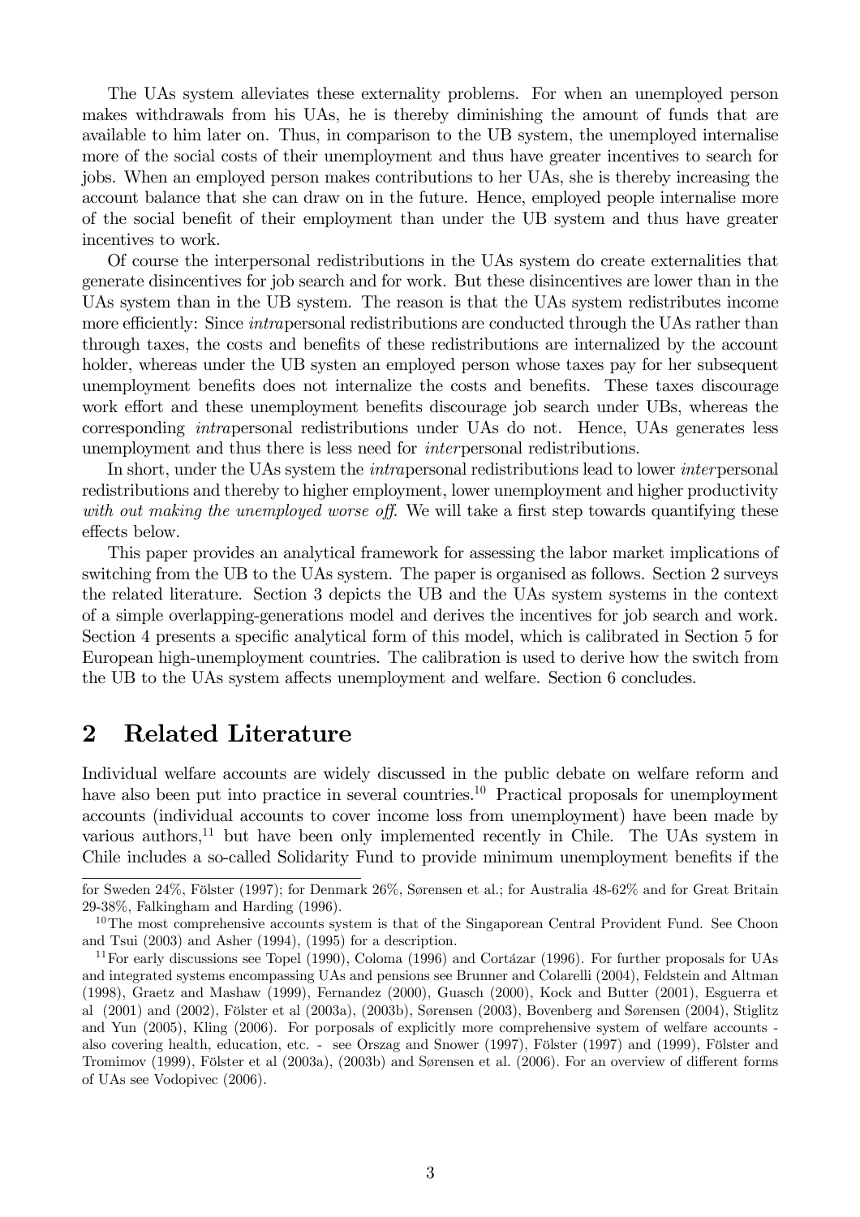The UAs system alleviates these externality problems. For when an unemployed person makes withdrawals from his UAs, he is thereby diminishing the amount of funds that are available to him later on. Thus, in comparison to the UB system, the unemployed internalise more of the social costs of their unemployment and thus have greater incentives to search for jobs. When an employed person makes contributions to her UAs, she is thereby increasing the account balance that she can draw on in the future. Hence, employed people internalise more of the social benefit of their employment than under the UB system and thus have greater incentives to work.

Of course the interpersonal redistributions in the UAs system do create externalities that generate disincentives for job search and for work. But these disincentives are lower than in the UAs system than in the UB system. The reason is that the UAs system redistributes income more efficiently: Since *intra*personal redistributions are conducted through the UAs rather than through taxes, the costs and benefits of these redistributions are internalized by the account holder, whereas under the UB systen an employed person whose taxes pay for her subsequent unemployment benefits does not internalize the costs and benefits. These taxes discourage work effort and these unemployment benefits discourage job search under UBs, whereas the corresponding *intra*personal redistributions under UAs do not. Hence, UAs generates less unemployment and thus there is less need for *inter*personal redistributions.

In short, under the UAs system the *intra*personal redistributions lead to lower *inter*personal redistributions and thereby to higher employment, lower unemployment and higher productivity *with out making the unemployed worse off.* We will take a first step towards quantifying these effects below.

This paper provides an analytical framework for assessing the labor market implications of switching from the UB to the UAs system. The paper is organised as follows. Section 2 surveys the related literature. Section 3 depicts the UB and the UAs system systems in the context of a simple overlapping-generations model and derives the incentives for job search and work. Section 4 presents a specific analytical form of this model, which is calibrated in Section 5 for European high-unemployment countries. The calibration is used to derive how the switch from the UB to the UAs system affects unemployment and welfare. Section 6 concludes.

## 2 Related Literature

Individual welfare accounts are widely discussed in the public debate on welfare reform and have also been put into practice in several countries.[10] Practical proposals for unemployment accounts (individual accounts to cover income loss from unemployment) have been made by various authors,[11] but have been only implemented recently in Chile. The UAs system in Chile includes a so-called Solidarity Fund to provide minimum unemployment benefits if the

---

for Sweden 24%, Fölster (1997); for Denmark 26%, Sørensen et al.; for Australia 48-62% and for Great Britain 29-38%, Falkingham and Harding (1996).

[10] The most comprehensive accounts system is that of the Singaporean Central Provident Fund. See Choon and Tsui (2003) and Asher (1994), (1995) for a description.

[11] For early discussions see Topel (1990), Coloma (1996) and Cortázar (1996). For further proposals for UAs and integrated systems encompassing UAs and pensions see Brunner and Colarelli (2004), Feldstein and Altman (1998), Graetz and Mashaw (1999), Fernandez (2000), Guasch (2000), Kock and Butter (2001), Esguerra et al (2001) and (2002), Fölster et al (2003a), (2003b), Sørensen (2003), Bovenberg and Sørensen (2004), Stiglitz and Yun (2005), Kling (2006). For porposals of explicitly more comprehensive system of welfare accounts - also covering health, education, etc. - see Orszag and Snower (1997), Fölster (1997) and (1999), Fölster and Tromimov (1999), Fölster et al (2003a), (2003b) and Sørensen et al. (2006). For an overview of different forms of UAs see Vodopivec (2006).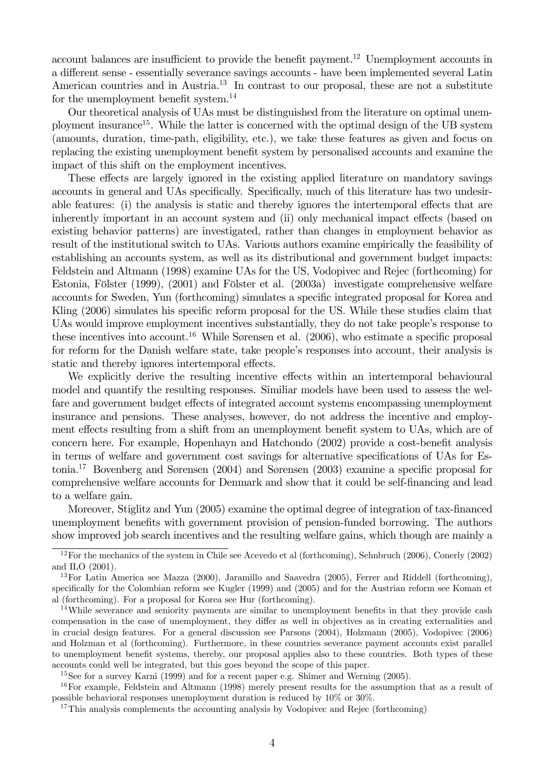account balances are insufficient to provide the benefit payment.[12] Unemployment accounts in a different sense - essentially severance savings accounts - have been implemented several Latin American countries and in Austria.[13] In contrast to our proposal, these are not a substitute for the unemployment benefit system.[14]

Our theoretical analysis of UAs must be distinguished from the literature on optimal unemployment insurance[15]. While the latter is concerned with the optimal design of the UB system (amounts, duration, time-path, eligibility, etc.), we take these features as given and focus on replacing the existing unemployment benefit system by personalised accounts and examine the impact of this shift on the employment incentives.

These effects are largely ignored in the existing applied literature on mandatory savings accounts in general and UAs specifically. Specifically, much of this literature has two undesirable features: (i) the analysis is static and thereby ignores the intertemporal effects that are inherently important in an account system and (ii) only mechanical impact effects (based on existing behavior patterns) are investigated, rather than changes in employment behavior as result of the institutional switch to UAs. Various authors examine empirically the feasibility of establishing an accounts system, as well as its distributional and government budget impacts: Feldstein and Altmann (1998) examine UAs for the US, Vodopivec and Rejec (forthcoming) for Estonia, Fölster (1999), (2001) and Fölster et al. (2003a) investigate comprehensive welfare accounts for Sweden, Yun (forthcoming) simulates a specific integrated proposal for Korea and Kling (2006) simulates his specific reform proposal for the US. While these studies claim that UAs would improve employment incentives substantially, they do not take people's response to these incentives into account.[16] While Sørensen et al. (2006), who estimate a specific proposal for reform for the Danish welfare state, take people's responses into account, their analysis is static and thereby ignores intertemporal effects.

We explicitly derive the resulting incentive effects within an intertemporal behavioural model and quantify the resulting responses. Similiar models have been used to assess the welfare and government budget effects of integrated account systems encompassing unemployment insurance and pensions. These analyses, however, do not address the incentive and employment effects resulting from a shift from an unemployment benefit system to UAs, which are of concern here. For example, Hopenhayn and Hatchondo (2002) provide a cost-benefit analysis in terms of welfare and government cost savings for alternative specifications of UAs for Estonia.[17] Bovenberg and Sørensen (2004) and Sørensen (2003) examine a specific proposal for comprehensive welfare accounts for Denmark and show that it could be self-financing and lead to a welfare gain.

Moreover, Stiglitz and Yun (2005) examine the optimal degree of integration of tax-financed unemployment benefits with government provision of pension-funded borrowing. The authors show improved job search incentives and the resulting welfare gains, which though are mainly a

---

[12] For the mechanics of the system in Chile see Acevedo et al (forthcoming), Sehnbruch (2006), Conerly (2002) and ILO (2001).

[13] For Latin America see Mazza (2000), Jaramillo and Saavedra (2005), Ferrer and Riddell (forthcoming), specifically for the Colombian reform see Kugler (1999) and (2005) and for the Austrian reform see Koman et al (forthcoming). For a proposal for Korea see Hur (forthcoming).

[14] While severance and seniority payments are similar to unemployment benefits in that they provide cash compensation in the case of unemployment, they differ as well in objectives as in creating externalities and in crucial design features. For a general discussion see Parsons (2004), Holzmann (2005), Vodopivec (2006) and Holzman et al (forthcoming). Furthermore, in these countries severance payment accounts exist parallel to unemployment benefit systems, thereby, our proposal applies also to these countries. Both types of these accounts could well be integrated, but this goes beyond the scope of this paper.

[15] See for a survey Karni (1999) and for a recent paper e.g. Shimer and Werning (2005).

[16] For example, Feldstein and Altmann (1998) merely present results for the assumption that as a result of possible behavioral responses unemployment duration is reduced by 10% or 30%.

[17] This analysis complements the accounting analysis by Vodopivec and Rejec (forthcoming)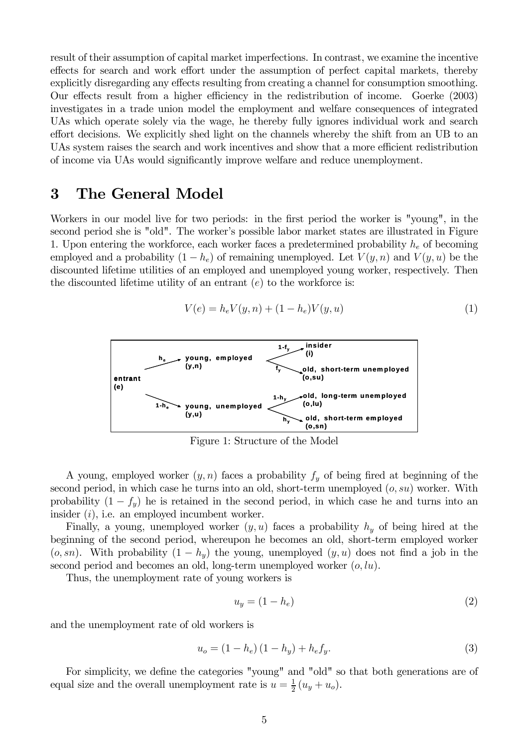result of their assumption of capital market imperfections. In contrast, we examine the incentive effects for search and work effort under the assumption of perfect capital markets, thereby explicitly disregarding any effects resulting from creating a channel for consumption smoothing. Our effects result from a higher efficiency in the redistribution of income. Goerke (2003) investigates in a trade union model the employment and welfare consequences of integrated UAs which operate solely via the wage, he thereby fully ignores individual work and search effort decisions. We explicitly shed light on the channels whereby the shift from an UB to an UAs system raises the search and work incentives and show that a more efficient redistribution of income via UAs would significantly improve welfare and reduce unemployment.

# 3 The General Model

Workers in our model live for two periods: in the first period the worker is "young", in the second period she is "old". The worker's possible labor market states are illustrated in Figure 1. Upon entering the workforce, each worker faces a predetermined probability $h_e$ of becoming employed and a probability $(1 - h_e)$ of remaining unemployed. Let $V(y, n)$ and $V(y, u)$ be the discounted lifetime utilities of an employed and unemployed young worker, respectively. Then the discounted lifetime utility of an entrant $(e)$ to the workforce is:

$$V(e) = h_e V(y, n) + (1 - h_e) V(y, u) \tag{1}$$

Figure 1: Structure of the Model

A young, employed worker $(y, n)$ faces a probability $f_y$ of being fired at beginning of the second period, in which case he turns into an old, short-term unemployed $(o, su)$ worker. With probability $(1 - f_y)$ he is retained in the second period, in which case he and turns into an insider $(i)$, i.e. an employed incumbent worker.

Finally, a young, unemployed worker $(y, u)$ faces a probability $h_y$ of being hired at the beginning of the second period, whereupon he becomes an old, short-term employed worker $(o, sn)$. With probability $(1 - h_y)$ the young, unemployed $(y, u)$ does not find a job in the second period and becomes an old, long-term unemployed worker $(o, lu)$.

Thus, the unemployment rate of young workers is

$$u_y = (1 - h_e) \tag{2}$$

and the unemployment rate of old workers is

$$u_o = (1 - h_e)(1 - h_y) + h_e f_y. \tag{3}$$

For simplicity, we define the categories "young" and "old" so that both generations are of equal size and the overall unemployment rate is $u = \frac{1}{2}(u_y + u_o)$.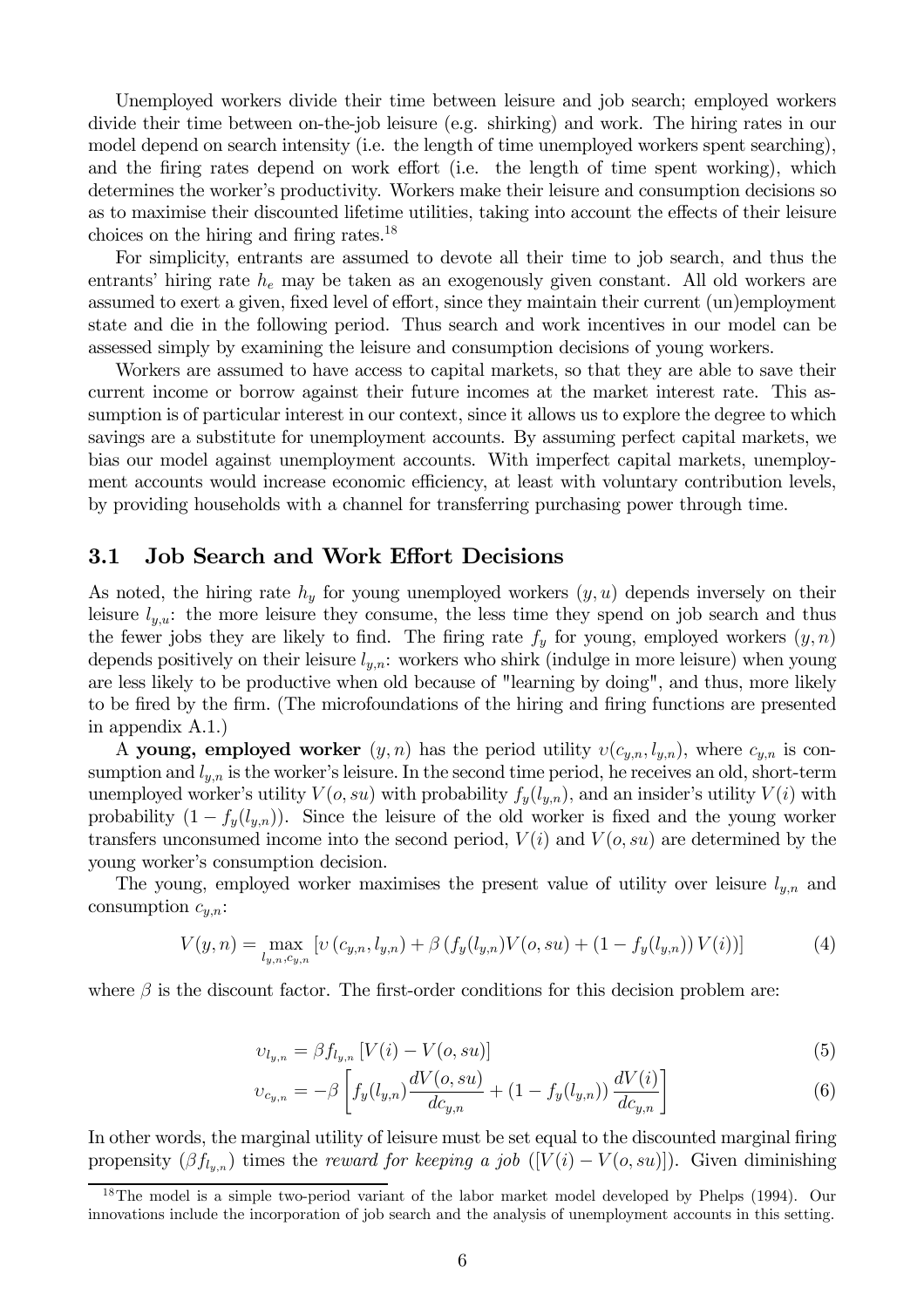Unemployed workers divide their time between leisure and job search; employed workers divide their time between on-the-job leisure (e.g. shirking) and work. The hiring rates in our model depend on search intensity (i.e. the length of time unemployed workers spent searching), and the firing rates depend on work effort (i.e. the length of time spent working), which determines the worker's productivity. Workers make their leisure and consumption decisions so as to maximise their discounted lifetime utilities, taking into account the effects of their leisure choices on the hiring and firing rates.[18]

For simplicity, entrants are assumed to devote all their time to job search, and thus the entrants' hiring rate $h_e$ may be taken as an exogenously given constant. All old workers are assumed to exert a given, fixed level of effort, since they maintain their current (un)employment state and die in the following period. Thus search and work incentives in our model can be assessed simply by examining the leisure and consumption decisions of young workers.

Workers are assumed to have access to capital markets, so that they are able to save their current income or borrow against their future incomes at the market interest rate. This assumption is of particular interest in our context, since it allows us to explore the degree to which savings are a substitute for unemployment accounts. By assuming perfect capital markets, we bias our model against unemployment accounts. With imperfect capital markets, unemployment accounts would increase economic efficiency, at least with voluntary contribution levels, by providing households with a channel for transferring purchasing power through time.

## 3.1 Job Search and Work Effort Decisions

As noted, the hiring rate $h_y$ for young unemployed workers $(y, u)$ depends inversely on their leisure $l_{y,u}$: the more leisure they consume, the less time they spend on job search and thus the fewer jobs they are likely to find. The firing rate $f_y$ for young, employed workers $(y, n)$ depends positively on their leisure $l_{y,n}$: workers who shirk (indulge in more leisure) when young are less likely to be productive when old because of "learning by doing", and thus, more likely to be fired by the firm. (The microfoundations of the hiring and firing functions are presented in appendix A.1.)

A **young, employed worker** $(y, n)$ has the period utility $\upsilon(c_{y,n}, l_{y,n})$, where $c_{y,n}$ is consumption and $l_{y,n}$ is the worker's leisure. In the second time period, he receives an old, short-term unemployed worker's utility $V(o, su)$ with probability $f_y(l_{y,n})$, and an insider's utility $V(i)$ with probability $(1 - f_y(l_{y,n}))$. Since the leisure of the old worker is fixed and the young worker transfers unconsumed income into the second period, $V(i)$ and $V(o, su)$ are determined by the young worker's consumption decision.

The young, employed worker maximises the present value of utility over leisure $l_{y,n}$ and consumption $c_{y,n}$:

$$V(y,n) = \max_{l_{y,n},c_{y,n}} \left[\upsilon\left(c_{y,n}, l_{y,n}\right) + \beta\left(f_y(l_{y,n})V(o,su) + \left(1 - f_y(l_{y,n})\right)V(i)\right)\right] \tag{4}$$

where $\beta$ is the discount factor. The first-order conditions for this decision problem are:

$$\upsilon_{l_{y,n}} = \beta f_{l_{y,n}}\left[V(i) - V(o,su)\right] \tag{5}$$

$$\upsilon_{c_{y,n}} = -\beta\left[f_y(l_{y,n})\frac{dV(o,su)}{dc_{y,n}} + \left(1 - f_y(l_{y,n})\right)\frac{dV(i)}{dc_{y,n}}\right] \tag{6}$$

In other words, the marginal utility of leisure must be set equal to the discounted marginal firing propensity $(\beta f_{l_{y,n}})$ times the *reward for keeping a job* $([V(i) - V(o, su)])$. Given diminishing

[18] The model is a simple two-period variant of the labor market model developed by Phelps (1994). Our innovations include the incorporation of job search and the analysis of unemployment accounts in this setting.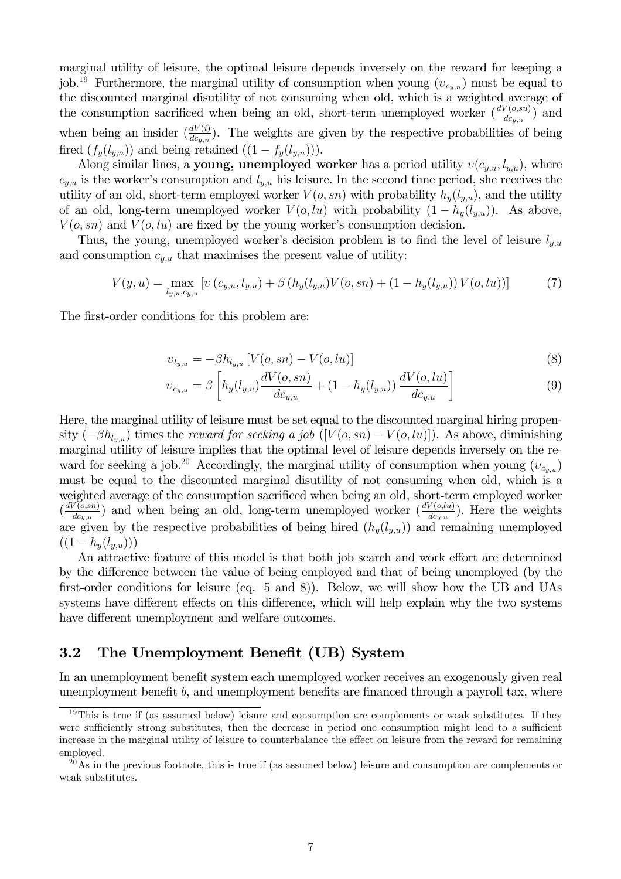marginal utility of leisure, the optimal leisure depends inversely on the reward for keeping a job.[19] Furthermore, the marginal utility of consumption when young ($\upsilon_{c_{y,n}}$) must be equal to the discounted marginal disutility of not consuming when old, which is a weighted average of the consumption sacrificed when being an old, short-term unemployed worker ($\frac{dV(o,su)}{dc_{y,n}}$) and when being an insider ($\frac{dV(i)}{dc_{y,n}}$). The weights are given by the respective probabilities of being fired ($f_y(l_{y,n})$) and being retained ($(1 - f_y(l_{y,n}))$).

Along similar lines, a **young, unemployed worker** has a period utility $\upsilon(c_{y,u}, l_{y,u})$, where $c_{y,u}$ is the worker's consumption and $l_{y,u}$ his leisure. In the second time period, she receives the utility of an old, short-term employed worker $V(o, sn)$ with probability $h_y(l_{y,u})$, and the utility of an old, long-term unemployed worker $V(o, lu)$ with probability $(1 - h_y(l_{y,u}))$. As above, $V(o, sn)$ and $V(o, lu)$ are fixed by the young worker's consumption decision.

Thus, the young, unemployed worker's decision problem is to find the level of leisure $l_{y,u}$ and consumption $c_{y,u}$ that maximises the present value of utility:

$$V(y, u) = \max_{l_{y,u}, c_{y,u}} \left[ \upsilon\left(c_{y,u}, l_{y,u}\right) + \beta\left(h_y(l_{y,u})V(o, sn) + \left(1 - h_y(l_{y,u})\right)V(o, lu)\right) \right] \tag{7}$$

The first-order conditions for this problem are:

$$\upsilon_{l_{y,u}} = -\beta h_{l_{y,u}} \left[V(o, sn) - V(o, lu)\right] \tag{8}$$

$$\upsilon_{c_{y,u}} = \beta \left[ h_y(l_{y,u}) \frac{dV(o, sn)}{dc_{y,u}} + \left(1 - h_y(l_{y,u})\right) \frac{dV(o, lu)}{dc_{y,u}} \right] \tag{9}$$

Here, the marginal utility of leisure must be set equal to the discounted marginal hiring propensity ($-\beta h_{l_{y,u}}$) times the *reward for seeking a job* ($[V(o, sn) - V(o, lu)]$). As above, diminishing marginal utility of leisure implies that the optimal level of leisure depends inversely on the reward for seeking a job.[20] Accordingly, the marginal utility of consumption when young ($\upsilon_{c_{y,u}}$) must be equal to the discounted marginal disutility of not consuming when old, which is a weighted average of the consumption sacrificed when being an old, short-term employed worker ($\frac{dV(o,sn)}{dc_{y,u}}$) and when being an old, long-term unemployed worker ($\frac{dV(o,lu)}{dc_{y,u}}$). Here the weights are given by the respective probabilities of being hired ($h_y(l_{y,u})$) and remaining unemployed ($(1 - h_y(l_{y,u}))$)

An attractive feature of this model is that both job search and work effort are determined by the difference between the value of being employed and that of being unemployed (by the first-order conditions for leisure (eq. 5 and 8)). Below, we will show how the UB and UAs systems have different effects on this difference, which will help explain why the two systems have different unemployment and welfare outcomes.

## 3.2 The Unemployment Benefit (UB) System

In an unemployment benefit system each unemployed worker receives an exogenously given real unemployment benefit $b$, and unemployment benefits are financed through a payroll tax, where

[19] This is true if (as assumed below) leisure and consumption are complements or weak substitutes. If they were sufficiently strong substitutes, then the decrease in period one consumption might lead to a sufficient increase in the marginal utility of leisure to counterbalance the effect on leisure from the reward for remaining employed.

[20] As in the previous footnote, this is true if (as assumed below) leisure and consumption are complements or weak substitutes.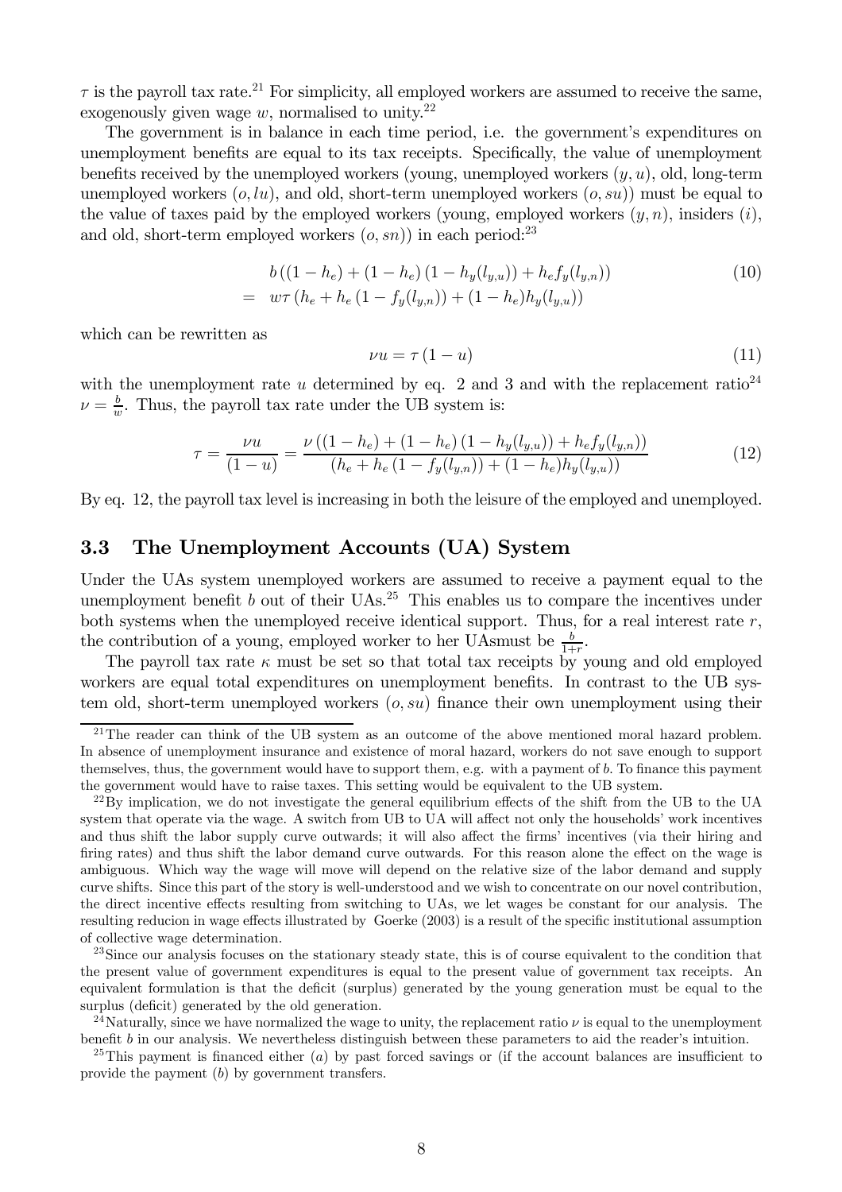$\tau$ is the payroll tax rate.[21] For simplicity, all employed workers are assumed to receive the same, exogenously given wage $w$, normalised to unity.[22]

The government is in balance in each time period, i.e. the government's expenditures on unemployment benefits are equal to its tax receipts. Specifically, the value of unemployment benefits received by the unemployed workers (young, unemployed workers $(y, u)$, old, long-term unemployed workers $(o, lu)$, and old, short-term unemployed workers $(o, su)$) must be equal to the value of taxes paid by the employed workers (young, employed workers $(y, n)$, insiders $(i)$, and old, short-term employed workers $(o, sn)$) in each period:[23]

$$
\begin{aligned}
& b\left((1-h_e) + (1-h_e)\left(1-h_y(l_{y,u})\right) + h_e f_y(l_{y,n})\right) \\
= \;& w\tau\left(h_e + h_e\left(1-f_y(l_{y,n})\right) + (1-h_e)h_y(l_{y,u})\right)
\end{aligned} \tag{10}
$$

which can be rewritten as

$$
\nu u = \tau(1-u) \tag{11}
$$

with the unemployment rate $u$ determined by eq. 2 and 3 and with the replacement ratio[24] $\nu = \frac{b}{w}$. Thus, the payroll tax rate under the UB system is:

$$
\tau = \frac{\nu u}{(1-u)} = \frac{\nu\left((1-h_e) + (1-h_e)\left(1-h_y(l_{y,u})\right) + h_e f_y(l_{y,n})\right)}{\left(h_e + h_e\left(1-f_y(l_{y,n})\right) + (1-h_e)h_y(l_{y,u})\right)} \tag{12}
$$

By eq. 12, the payroll tax level is increasing in both the leisure of the employed and unemployed.

## 3.3 The Unemployment Accounts (UA) System

Under the UAs system unemployed workers are assumed to receive a payment equal to the unemployment benefit $b$ out of their UAs.[25] This enables us to compare the incentives under both systems when the unemployed receive identical support. Thus, for a real interest rate $r$, the contribution of a young, employed worker to her UAsmust be $\frac{b}{1+r}$.

The payroll tax rate $\kappa$ must be set so that total tax receipts by young and old employed workers are equal total expenditures on unemployment benefits. In contrast to the UB system old, short-term unemployed workers $(o, su)$ finance their own unemployment using their

---

[21] The reader can think of the UB system as an outcome of the above mentioned moral hazard problem. In absence of unemployment insurance and existence of moral hazard, workers do not save enough to support themselves, thus, the government would have to support them, e.g. with a payment of $b$. To finance this payment the government would have to raise taxes. This setting would be equivalent to the UB system.

[22] By implication, we do not investigate the general equilibrium effects of the shift from the UB to the UA system that operate via the wage. A switch from UB to UA will affect not only the households' work incentives and thus shift the labor supply curve outwards; it will also affect the firms' incentives (via their hiring and firing rates) and thus shift the labor demand curve outwards. For this reason alone the effect on the wage is ambiguous. Which way the wage will move will depend on the relative size of the labor demand and supply curve shifts. Since this part of the story is well-understood and we wish to concentrate on our novel contribution, the direct incentive effects resulting from switching to UAs, we let wages be constant for our analysis. The resulting reducion in wage effects illustrated by Goerke (2003) is a result of the specific institutional assumption of collective wage determination.

[23] Since our analysis focuses on the stationary steady state, this is of course equivalent to the condition that the present value of government expenditures is equal to the present value of government tax receipts. An equivalent formulation is that the deficit (surplus) generated by the young generation must be equal to the surplus (deficit) generated by the old generation.

[24] Naturally, since we have normalized the wage to unity, the replacement ratio $\nu$ is equal to the unemployment benefit $b$ in our analysis. We nevertheless distinguish between these parameters to aid the reader's intuition.

[25] This payment is financed either $(a)$ by past forced savings or (if the account balances are insufficient to provide the payment $(b)$ by government transfers.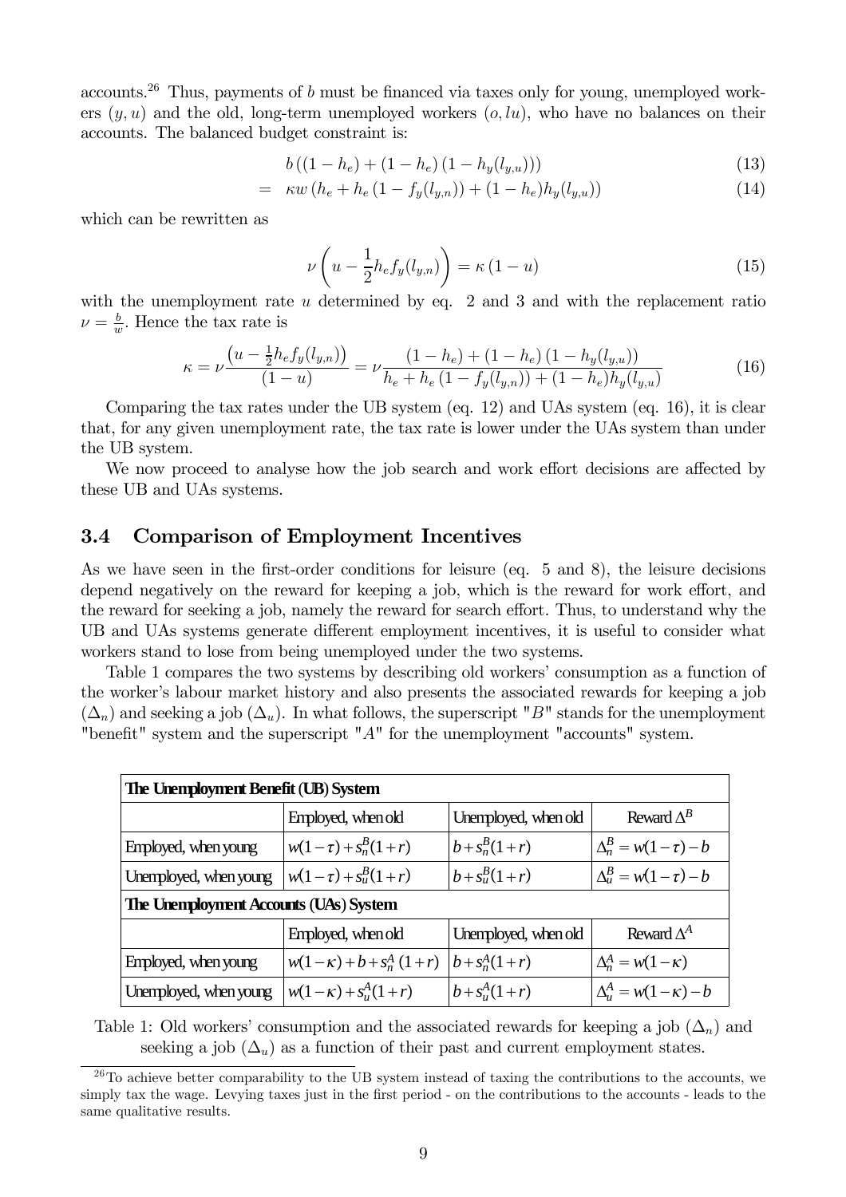accounts.[26] Thus, payments of $b$ must be financed via taxes only for young, unemployed workers $(y,u)$ and the old, long-term unemployed workers $(o,lu)$, who have no balances on their accounts. The balanced budget constraint is:

$$
\begin{aligned}
& b\left((1-h_e)+(1-h_e)\left(1-h_y(l_{y,u})\right)\right) && (13)\\
= \;& \kappa w\left(h_e+h_e\left(1-f_y(l_{y,n})\right)+(1-h_e)h_y(l_{y,u})\right) && (14)
\end{aligned}
$$

which can be rewritten as

$$
\nu\left(u-\frac{1}{2}h_e f_y(l_{y,n})\right)=\kappa\left(1-u\right) \tag{15}
$$

with the unemployment rate $u$ determined by eq. 2 and 3 and with the replacement ratio $\nu=\frac{b}{w}$. Hence the tax rate is

$$
\kappa=\nu\frac{\left(u-\frac{1}{2}h_e f_y(l_{y,n})\right)}{(1-u)}=\nu\frac{(1-h_e)+(1-h_e)\left(1-h_y(l_{y,u})\right)}{h_e+h_e\left(1-f_y(l_{y,n})\right)+(1-h_e)h_y(l_{y,u})} \tag{16}
$$

Comparing the tax rates under the UB system (eq. 12) and UAs system (eq. 16), it is clear that, for any given unemployment rate, the tax rate is lower under the UAs system than under the UB system.

We now proceed to analyse how the job search and work effort decisions are affected by these UB and UAs systems.

### 3.4 Comparison of Employment Incentives

As we have seen in the first-order conditions for leisure (eq. 5 and 8), the leisure decisions depend negatively on the reward for keeping a job, which is the reward for work effort, and the reward for seeking a job, namely the reward for search effort. Thus, to understand why the UB and UAs systems generate different employment incentives, it is useful to consider what workers stand to lose from being unemployed under the two systems.

Table 1 compares the two systems by describing old workers' consumption as a function of the worker's labour market history and also presents the associated rewards for keeping a job $(\Delta_n)$ and seeking a job $(\Delta_u)$. In what follows, the superscript "$B$" stands for the unemployment "benefit" system and the superscript "$A$" for the unemployment "accounts" system.

| **The Unemployment Benefit (UB) System** | | | |
|---|---|---|---|
| | Employed, when old | Unemployed, when old | Reward $\Delta^B$ |
| Employed, when young | $w(1-\tau)+s_n^B(1+r)$ | $b+s_n^B(1+r)$ | $\Delta_n^B=w(1-\tau)-b$ |
| Unemployed, when young | $w(1-\tau)+s_u^B(1+r)$ | $b+s_u^B(1+r)$ | $\Delta_u^B=w(1-\tau)-b$ |
| **The Unemployment Accounts (UAs) System** | | | |
| | Employed, when old | Unemployed, when old | Reward $\Delta^A$ |
| Employed, when young | $w(1-\kappa)+b+s_n^A(1+r)$ | $b+s_n^A(1+r)$ | $\Delta_n^A=w(1-\kappa)$ |
| Unemployed, when young | $w(1-\kappa)+s_u^A(1+r)$ | $b+s_u^A(1+r)$ | $\Delta_u^A=w(1-\kappa)-b$ |

Table 1: Old workers' consumption and the associated rewards for keeping a job $(\Delta_n)$ and seeking a job $(\Delta_u)$ as a function of their past and current employment states.

[26] To achieve better comparability to the UB system instead of taxing the contributions to the accounts, we simply tax the wage. Levying taxes just in the first period - on the contributions to the accounts - leads to the same qualitative results.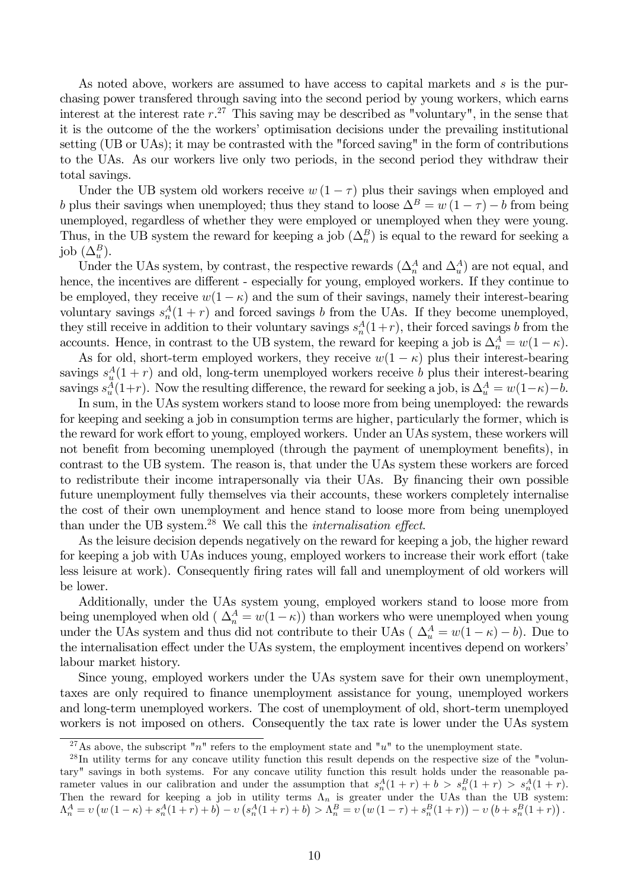As noted above, workers are assumed to have access to capital markets and $s$ is the purchasing power transfered through saving into the second period by young workers, which earns interest at the interest rate $r$.[27] This saving may be described as "voluntary", in the sense that it is the outcome of the the workers' optimisation decisions under the prevailing institutional setting (UB or UAs); it may be contrasted with the "forced saving" in the form of contributions to the UAs. As our workers live only two periods, in the second period they withdraw their total savings.

Under the UB system old workers receive $w(1-\tau)$ plus their savings when employed and $b$ plus their savings when unemployed; thus they stand to loose $\Delta^B = w(1-\tau) - b$ from being unemployed, regardless of whether they were employed or unemployed when they were young. Thus, in the UB system the reward for keeping a job ($\Delta_n^B$) is equal to the reward for seeking a job ($\Delta_u^B$).

Under the UAs system, by contrast, the respective rewards ($\Delta_n^A$ and $\Delta_u^A$) are not equal, and hence, the incentives are different - especially for young, employed workers. If they continue to be employed, they receive $w(1-\kappa)$ and the sum of their savings, namely their interest-bearing voluntary savings $s_n^A(1+r)$ and forced savings $b$ from the UAs. If they become unemployed, they still receive in addition to their voluntary savings $s_n^A(1+r)$, their forced savings $b$ from the accounts. Hence, in contrast to the UB system, the reward for keeping a job is $\Delta_n^A = w(1-\kappa)$.

As for old, short-term employed workers, they receive $w(1-\kappa)$ plus their interest-bearing savings $s_u^A(1+r)$ and old, long-term unemployed workers receive $b$ plus their interest-bearing savings $s_u^A(1+r)$. Now the resulting difference, the reward for seeking a job, is $\Delta_u^A = w(1-\kappa) - b$.

In sum, in the UAs system workers stand to loose more from being unemployed: the rewards for keeping and seeking a job in consumption terms are higher, particularly the former, which is the reward for work effort to young, employed workers. Under an UAs system, these workers will not benefit from becoming unemployed (through the payment of unemployment benefits), in contrast to the UB system. The reason is, that under the UAs system these workers are forced to redistribute their income intrapersonally via their UAs. By financing their own possible future unemployment fully themselves via their accounts, these workers completely internalise the cost of their own unemployment and hence stand to loose more from being unemployed than under the UB system.[28] We call this the *internalisation effect*.

As the leisure decision depends negatively on the reward for keeping a job, the higher reward for keeping a job with UAs induces young, employed workers to increase their work effort (take less leisure at work). Consequently firing rates will fall and unemployment of old workers will be lower.

Additionally, under the UAs system young, employed workers stand to loose more from being unemployed when old ( $\Delta_n^A = w(1-\kappa)$) than workers who were unemployed when young under the UAs system and thus did not contribute to their UAs ( $\Delta_u^A = w(1-\kappa) - b$). Due to the internalisation effect under the UAs system, the employment incentives depend on workers' labour market history.

Since young, employed workers under the UAs system save for their own unemployment, taxes are only required to finance unemployment assistance for young, unemployed workers and long-term unemployed workers. The cost of unemployment of old, short-term unemployed workers is not imposed on others. Consequently the tax rate is lower under the UAs system

---

[27] As above, the subscript "$n$" refers to the employment state and "$u$" to the unemployment state.

[28] In utility terms for any concave utility function this result depends on the respective size of the "voluntary" savings in both systems. For any concave utility function this result holds under the reasonable parameter values in our calibration and under the assumption that $s_n^A(1+r) + b > s_n^B(1+r) > s_n^A(1+r)$. Then the reward for keeping a job in utility terms $\Lambda_n$ is greater under the UAs than the UB system: $\Lambda_n^A = \upsilon\left(w(1-\kappa) + s_n^A(1+r) + b\right) - \upsilon\left(s_n^A(1+r) + b\right) > \Lambda_n^B = \upsilon\left(w(1-\tau) + s_n^B(1+r)\right) - \upsilon\left(b + s_n^B(1+r)\right)$.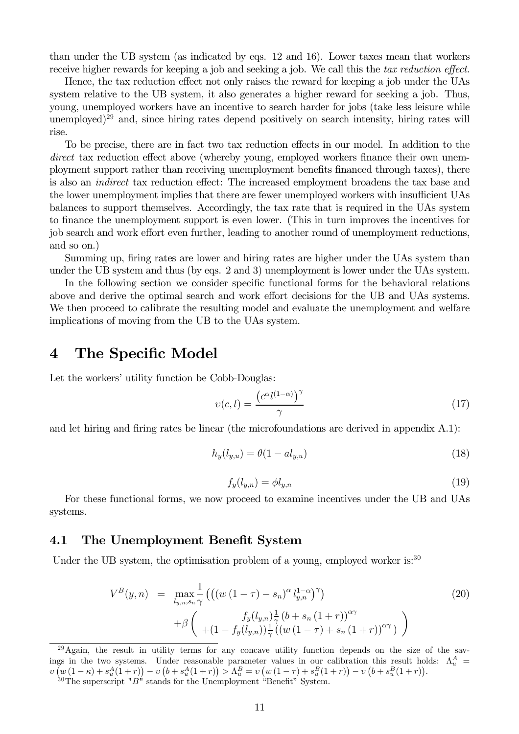than under the UB system (as indicated by eqs. 12 and 16). Lower taxes mean that workers receive higher rewards for keeping a job and seeking a job. We call this the *tax reduction effect*.

Hence, the tax reduction effect not only raises the reward for keeping a job under the UAs system relative to the UB system, it also generates a higher reward for seeking a job. Thus, young, unemployed workers have an incentive to search harder for jobs (take less leisure while unemployed)[29] and, since hiring rates depend positively on search intensity, hiring rates will rise.

To be precise, there are in fact two tax reduction effects in our model. In addition to the *direct* tax reduction effect above (whereby young, employed workers finance their own unemployment support rather than receiving unemployment benefits financed through taxes), there is also an *indirect* tax reduction effect: The increased employment broadens the tax base and the lower unemployment implies that there are fewer unemployed workers with insufficient UAs balances to support themselves. Accordingly, the tax rate that is required in the UAs system to finance the unemployment support is even lower. (This in turn improves the incentives for job search and work effort even further, leading to another round of unemployment reductions, and so on.)

Summing up, firing rates are lower and hiring rates are higher under the UAs system than under the UB system and thus (by eqs. 2 and 3) unemployment is lower under the UAs system.

In the following section we consider specific functional forms for the behavioral relations above and derive the optimal search and work effort decisions for the UB and UAs systems. We then proceed to calibrate the resulting model and evaluate the unemployment and welfare implications of moving from the UB to the UAs system.

# 4 The Specific Model

Let the workers' utility function be Cobb-Douglas:

$$\upsilon(c,l) = \frac{\left(c^{\alpha} l^{(1-\alpha)}\right)^{\gamma}}{\gamma} \tag{17}$$

and let hiring and firing rates be linear (the microfoundations are derived in appendix A.1):

$$h_y(l_{y,u}) = \theta(1 - a l_{y,u}) \tag{18}$$

$$f_y(l_{y,n}) = \phi l_{y,n} \tag{19}$$

For these functional forms, we now proceed to examine incentives under the UB and UAs systems.

## 4.1 The Unemployment Benefit System

Under the UB system, the optimisation problem of a young, employed worker is:[30]

$$\begin{aligned} V^B(y,n) &= \max_{l_{y,n},s_n} \frac{1}{\gamma}\left(\left(\left(w\left(1-\tau\right)-s_n\right)^{\alpha} l_{y,n}^{1-\alpha}\right)^{\gamma}\right) \\ &\quad + \beta\left( \begin{array}{c} f_y(l_{y,n})\frac{1}{\gamma}\left(b+s_n\left(1+r\right)\right)^{\alpha\gamma} \\ +(1-f_y(l_{y,n}))\frac{1}{\gamma}\left(\left(w\left(1-\tau\right)+s_n\left(1+r\right)\right)^{\alpha\gamma}\right) \end{array} \right) \end{aligned} \tag{20}$$

---

[29] Again, the result in utility terms for any concave utility function depends on the size of the savings in the two systems. Under reasonable parameter values in our calibration this result holds: $\Lambda_u^A = \upsilon\left(w\left(1-\kappa\right)+s_u^A(1+r)\right) - \upsilon\left(b+s_u^A(1+r)\right) > \Lambda_u^B = \upsilon\left(w\left(1-\tau\right)+s_u^B(1+r)\right) - \upsilon\left(b+s_u^B(1+r)\right)$.

[30] The superscript "$B$" stands for the Unemployment "Benefit" System.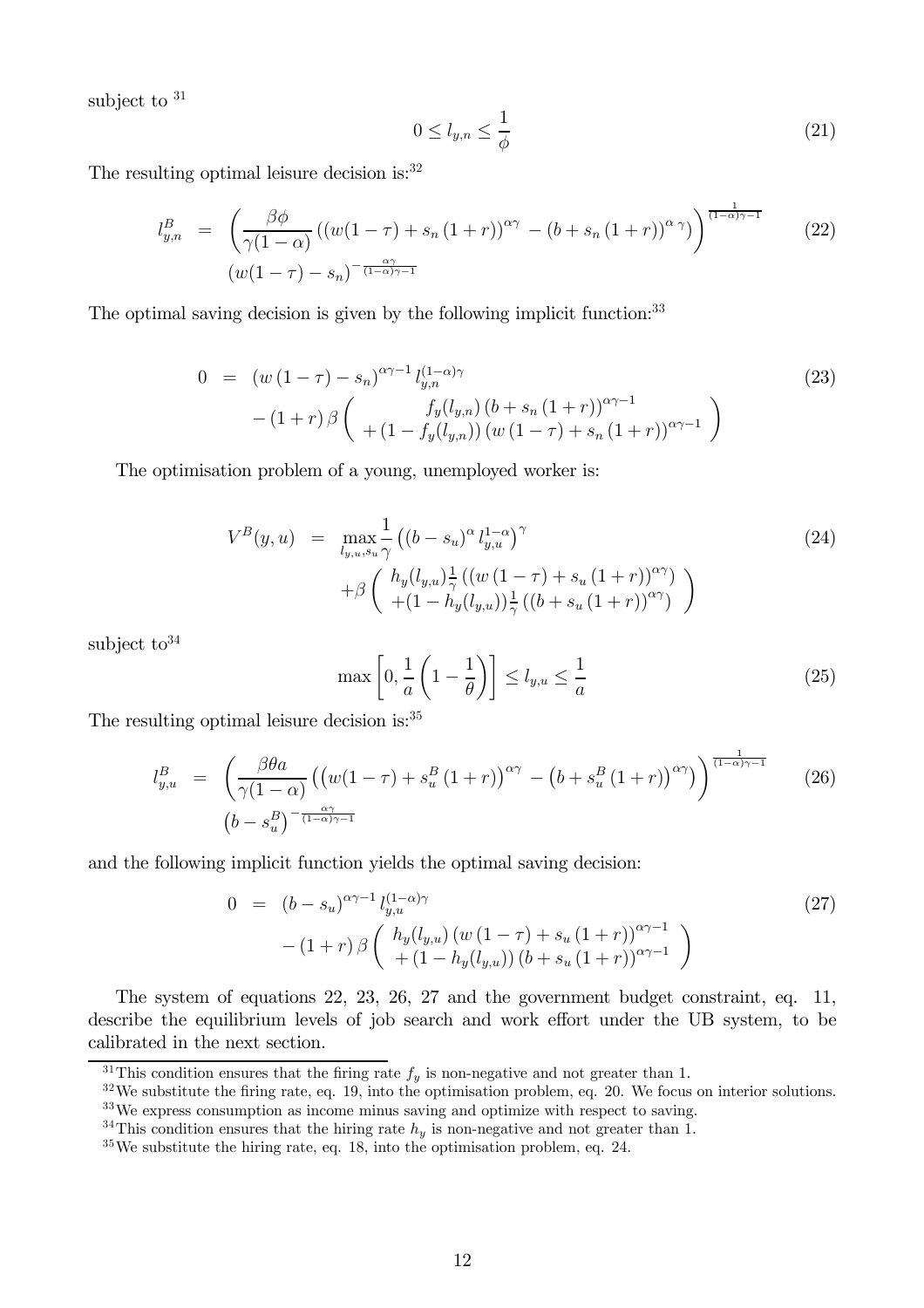subject to [31]

$$0 \leq l_{y,n} \leq \frac{1}{\phi} \tag{21}$$

The resulting optimal leisure decision is:[32]

$$\begin{aligned} l_{y,n}^{B} &= \left( \frac{\beta\phi}{\gamma(1-\alpha)} \left( (w(1-\tau) + s_n (1+r))^{\alpha\gamma} - (b + s_n (1+r))^{\alpha\,\gamma} \right) \right)^{\frac{1}{(1-\alpha)\gamma-1}} \\ &\quad (w(1-\tau) - s_n)^{-\frac{\alpha\gamma}{(1-\alpha)\gamma-1}} \end{aligned} \tag{22}$$

The optimal saving decision is given by the following implicit function:[33]

$$\begin{aligned} 0 &= (w(1-\tau) - s_n)^{\alpha\gamma-1} l_{y,n}^{(1-\alpha)\gamma} \\ &\quad - (1+r)\beta \left( \begin{array}{c} f_y(l_{y,n}) (b + s_n (1+r))^{\alpha\gamma-1} \\ + (1 - f_y(l_{y,n})) (w(1-\tau) + s_n (1+r))^{\alpha\gamma-1} \end{array} \right) \end{aligned} \tag{23}$$

The optimisation problem of a young, unemployed worker is:

$$\begin{aligned} V^B(y,u) &= \max_{l_{y,u}, s_u} \frac{1}{\gamma} \left( (b - s_u)^{\alpha} l_{y,u}^{1-\alpha} \right)^{\gamma} \\ &\quad + \beta \left( \begin{array}{c} h_y(l_{y,u}) \frac{1}{\gamma} \left( (w(1-\tau) + s_u (1+r))^{\alpha\gamma} \right) \\ + (1 - h_y(l_{y,u})) \frac{1}{\gamma} \left( (b + s_u (1+r))^{\alpha\gamma} \right) \end{array} \right) \end{aligned} \tag{24}$$

subject to[34]

$$\max \left[ 0, \frac{1}{a} \left( 1 - \frac{1}{\theta} \right) \right] \leq l_{y,u} \leq \frac{1}{a} \tag{25}$$

The resulting optimal leisure decision is:[35]

$$\begin{aligned} l_{y,u}^{B} &= \left( \frac{\beta\theta a}{\gamma(1-\alpha)} \left( \left( w(1-\tau) + s_u^B (1+r) \right)^{\alpha\gamma} - \left( b + s_u^B (1+r) \right)^{\alpha\gamma} \right) \right)^{\frac{1}{(1-\alpha)\gamma-1}} \\ &\quad \left( b - s_u^B \right)^{-\frac{\alpha\gamma}{(1-\alpha)\gamma-1}} \end{aligned} \tag{26}$$

and the following implicit function yields the optimal saving decision:

$$\begin{aligned} 0 &= (b - s_u)^{\alpha\gamma-1} l_{y,u}^{(1-\alpha)\gamma} \\ &\quad - (1+r)\beta \left( \begin{array}{c} h_y(l_{y,u}) (w(1-\tau) + s_u (1+r))^{\alpha\gamma-1} \\ + (1 - h_y(l_{y,u})) (b + s_u (1+r))^{\alpha\gamma-1} \end{array} \right) \end{aligned} \tag{27}$$

The system of equations 22, 23, 26, 27 and the government budget constraint, eq. 11, describe the equilibrium levels of job search and work effort under the UB system, to be calibrated in the next section.

---

[31] This condition ensures that the firing rate $f_y$ is non-negative and not greater than 1.

[32] We substitute the firing rate, eq. 19, into the optimisation problem, eq. 20. We focus on interior solutions.

[33] We express consumption as income minus saving and optimize with respect to saving.

[34] This condition ensures that the hiring rate $h_y$ is non-negative and not greater than 1.

[35] We substitute the hiring rate, eq. 18, into the optimisation problem, eq. 24.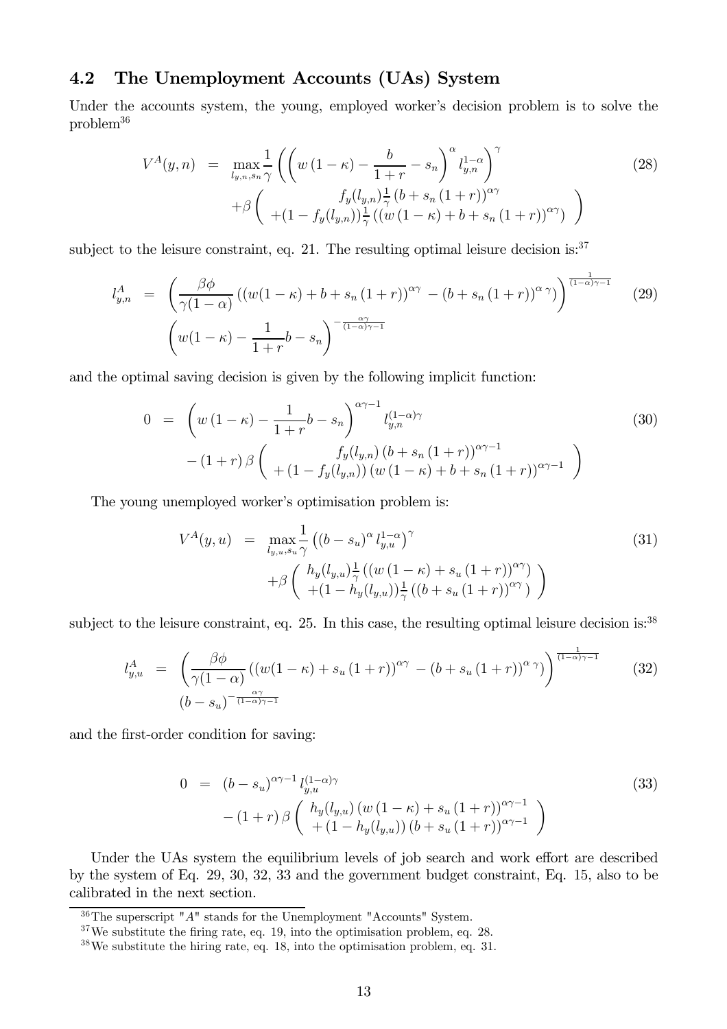### 4.2 The Unemployment Accounts (UAs) System

Under the accounts system, the young, employed worker's decision problem is to solve the problem[36]

$$
\begin{aligned}
V^{A}(y,n) &= \max_{l_{y,n},s_n} \frac{1}{\gamma}\left(\left(w\left(1-\kappa\right)-\frac{b}{1+r}-s_n\right)^{\alpha} l_{y,n}^{1-\alpha}\right)^{\gamma} \\
&\quad +\beta\left(\begin{array}{c} f_y(l_{y,n})\frac{1}{\gamma}\left(b+s_n\left(1+r\right)\right)^{\alpha\gamma} \\ +(1-f_y(l_{y,n}))\frac{1}{\gamma}\left(\left(w\left(1-\kappa\right)+b+s_n\left(1+r\right)\right)^{\alpha\gamma}\right) \end{array}\right)
\end{aligned} \tag{28}
$$

subject to the leisure constraint, eq. 21. The resulting optimal leisure decision is:[37]

$$
\begin{aligned}
l_{y,n}^{A} &= \left(\frac{\beta\phi}{\gamma(1-\alpha)}\left(\left(w(1-\kappa)+b+s_n\left(1+r\right)\right)^{\alpha\gamma}-\left(b+s_n\left(1+r\right)\right)^{\alpha\,\gamma}\right)\right)^{\frac{1}{(1-\alpha)\gamma-1}} \\
&\quad \left(w(1-\kappa)-\frac{1}{1+r}b-s_n\right)^{-\frac{\alpha\gamma}{(1-\alpha)\gamma-1}}
\end{aligned} \tag{29}
$$

and the optimal saving decision is given by the following implicit function:

$$
\begin{aligned}
0 &= \left(w\left(1-\kappa\right)-\frac{1}{1+r}b-s_n\right)^{\alpha\gamma-1} l_{y,n}^{(1-\alpha)\gamma} \\
&\quad -\left(1+r\right)\beta\left(\begin{array}{c} f_y(l_{y,n})\left(b+s_n\left(1+r\right)\right)^{\alpha\gamma-1} \\ +\left(1-f_y(l_{y,n})\right)\left(w\left(1-\kappa\right)+b+s_n\left(1+r\right)\right)^{\alpha\gamma-1} \end{array}\right)
\end{aligned} \tag{30}
$$

The young unemployed worker's optimisation problem is:

$$
\begin{aligned}
V^{A}(y,u) &= \max_{l_{y,u},s_u} \frac{1}{\gamma}\left(\left(b-s_u\right)^{\alpha} l_{y,u}^{1-\alpha}\right)^{\gamma} \\
&\quad +\beta\left(\begin{array}{c} h_y(l_{y,u})\frac{1}{\gamma}\left(\left(w\left(1-\kappa\right)+s_u\left(1+r\right)\right)^{\alpha\gamma}\right) \\ +(1-h_y(l_{y,u}))\frac{1}{\gamma}\left(\left(b+s_u\left(1+r\right)\right)^{\alpha\gamma}\right) \end{array}\right)
\end{aligned} \tag{31}
$$

subject to the leisure constraint, eq. 25. In this case, the resulting optimal leisure decision is:[38]

$$
\begin{aligned}
l_{y,u}^{A} &= \left(\frac{\beta\phi}{\gamma(1-\alpha)}\left(\left(w(1-\kappa)+s_u\left(1+r\right)\right)^{\alpha\gamma}-\left(b+s_u\left(1+r\right)\right)^{\alpha\,\gamma}\right)\right)^{\frac{1}{(1-\alpha)\gamma-1}} \\
&\quad \left(b-s_u\right)^{-\frac{\alpha\gamma}{(1-\alpha)\gamma-1}}
\end{aligned} \tag{32}
$$

and the first-order condition for saving:

$$
\begin{aligned}
0 &= \left(b-s_u\right)^{\alpha\gamma-1} l_{y,u}^{(1-\alpha)\gamma} \\
&\quad -\left(1+r\right)\beta\left(\begin{array}{c} h_y(l_{y,u})\left(w\left(1-\kappa\right)+s_u\left(1+r\right)\right)^{\alpha\gamma-1} \\ +\left(1-h_y(l_{y,u})\right)\left(b+s_u\left(1+r\right)\right)^{\alpha\gamma-1} \end{array}\right)
\end{aligned} \tag{33}
$$

Under the UAs system the equilibrium levels of job search and work effort are described by the system of Eq. 29, 30, 32, 33 and the government budget constraint, Eq. 15, also to be calibrated in the next section.

---

[36] The superscript "$A$" stands for the Unemployment "Accounts" System.

[37] We substitute the firing rate, eq. 19, into the optimisation problem, eq. 28.

[38] We substitute the hiring rate, eq. 18, into the optimisation problem, eq. 31.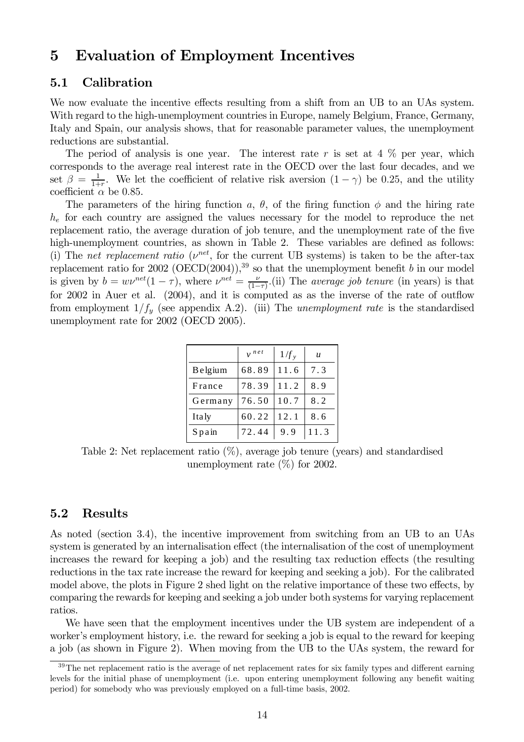# 5 Evaluation of Employment Incentives

## 5.1 Calibration

We now evaluate the incentive effects resulting from a shift from an UB to an UAs system. With regard to the high-unemployment countries in Europe, namely Belgium, France, Germany, Italy and Spain, our analysis shows, that for reasonable parameter values, the unemployment reductions are substantial.

The period of analysis is one year. The interest rate $r$ is set at 4 % per year, which corresponds to the average real interest rate in the OECD over the last four decades, and we set $\beta = \frac{1}{1+r}$. We let the coefficient of relative risk aversion $(1-\gamma)$ be 0.25, and the utility coefficient $\alpha$ be 0.85.

The parameters of the hiring function $a$, $\theta$, of the firing function $\phi$ and the hiring rate $h_e$ for each country are assigned the values necessary for the model to reproduce the net replacement ratio, the average duration of job tenure, and the unemployment rate of the five high-unemployment countries, as shown in Table 2. These variables are defined as follows: (i) The *net replacement ratio* ($\nu^{net}$, for the current UB systems) is taken to be the after-tax replacement ratio for 2002 (OECD(2004)),[39] so that the unemployment benefit $b$ in our model is given by $b = w\nu^{net}(1-\tau)$, where $\nu^{net} = \frac{\nu}{(1-\tau)}$.(ii) The *average job tenure* (in years) is that for 2002 in Auer et al. (2004), and it is computed as as the inverse of the rate of outflow from employment $1/f_y$ (see appendix A.2). (iii) The *unemployment rate* is the standardised unemployment rate for 2002 (OECD 2005).

| | $\nu^{net}$ | $1/f_y$ | $u$ |
|---|---|---|---|
| Belgium | 68.89 | 11.6 | 7.3 |
| France | 78.39 | 11.2 | 8.9 |
| Germany | 76.50 | 10.7 | 8.2 |
| Italy | 60.22 | 12.1 | 8.6 |
| Spain | 72.44 | 9.9 | 11.3 |

Table 2: Net replacement ratio (%), average job tenure (years) and standardised unemployment rate (%) for 2002.

## 5.2 Results

As noted (section 3.4), the incentive improvement from switching from an UB to an UAs system is generated by an internalisation effect (the internalisation of the cost of unemployment increases the reward for keeping a job) and the resulting tax reduction effects (the resulting reductions in the tax rate increase the reward for keeping and seeking a job). For the calibrated model above, the plots in Figure 2 shed light on the relative importance of these two effects, by comparing the rewards for keeping and seeking a job under both systems for varying replacement ratios.

We have seen that the employment incentives under the UB system are independent of a worker's employment history, i.e. the reward for seeking a job is equal to the reward for keeping a job (as shown in Figure 2). When moving from the UB to the UAs system, the reward for

[39] The net replacement ratio is the average of net replacement rates for six family types and different earning levels for the initial phase of unemployment (i.e. upon entering unemployment following any benefit waiting period) for somebody who was previously employed on a full-time basis, 2002.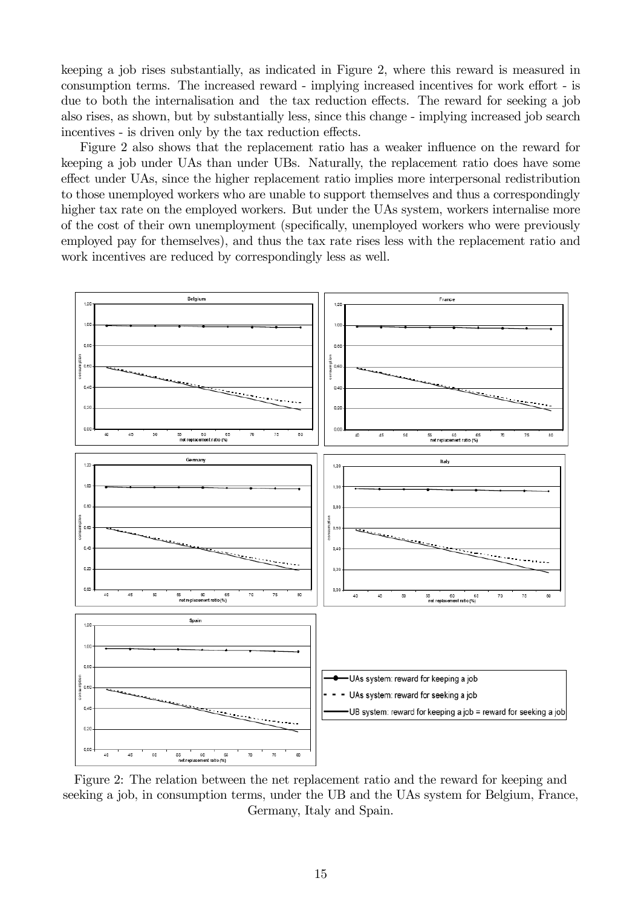keeping a job rises substantially, as indicated in Figure 2, where this reward is measured in consumption terms. The increased reward - implying increased incentives for work effort - is due to both the internalisation and the tax reduction effects. The reward for seeking a job also rises, as shown, but by substantially less, since this change - implying increased job search incentives - is driven only by the tax reduction effects.

Figure 2 also shows that the replacement ratio has a weaker influence on the reward for keeping a job under UAs than under UBs. Naturally, the replacement ratio does have some effect under UAs, since the higher replacement ratio implies more interpersonal redistribution to those unemployed workers who are unable to support themselves and thus a correspondingly higher tax rate on the employed workers. But under the UAs system, workers internalise more of the cost of their own unemployment (specifically, unemployed workers who were previously employed pay for themselves), and thus the tax rate rises less with the replacement ratio and work incentives are reduced by correspondingly less as well.

Figure 2: The relation between the net replacement ratio and the reward for keeping and seeking a job, in consumption terms, under the UB and the UAs system for Belgium, France, Germany, Italy and Spain.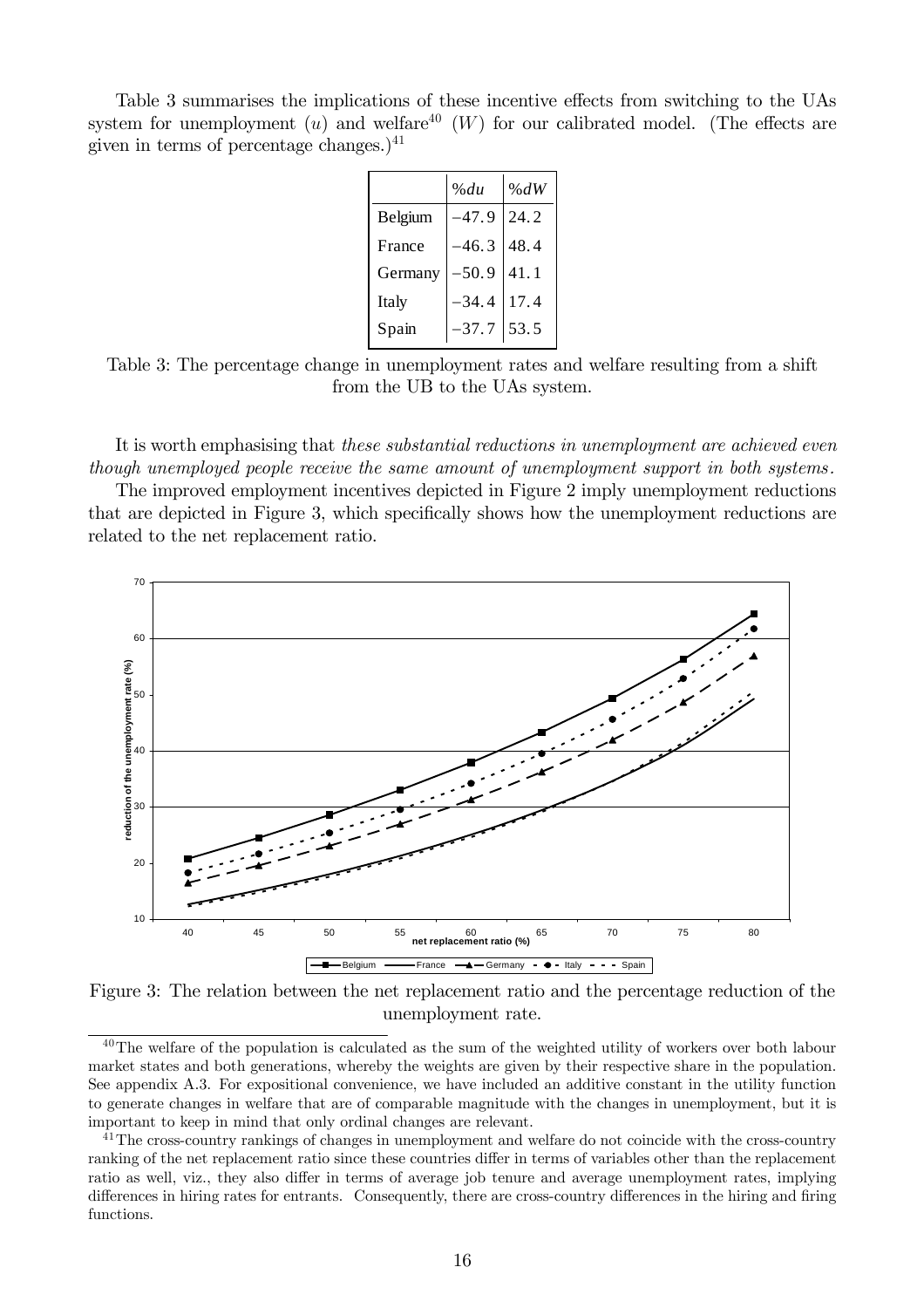Table 3 summarises the implications of these incentive effects from switching to the UAs system for unemployment ($u$) and welfare[40] ($W$) for our calibrated model. (The effects are given in terms of percentage changes.)[41]

| | $\%du$ | $\%dW$ |
|---|---|---|
| Belgium | $-47.9$ | 24.2 |
| France | $-46.3$ | 48.4 |
| Germany | $-50.9$ | 41.1 |
| Italy | $-34.4$ | 17.4 |
| Spain | $-37.7$ | 53.5 |

Table 3: The percentage change in unemployment rates and welfare resulting from a shift from the UB to the UAs system.

It is worth emphasising that *these substantial reductions in unemployment are achieved even though unemployed people receive the same amount of unemployment support in both systems.*

The improved employment incentives depicted in Figure 2 imply unemployment reductions that are depicted in Figure 3, which specifically shows how the unemployment reductions are related to the net replacement ratio.

Figure 3: The relation between the net replacement ratio and the percentage reduction of the unemployment rate.

[40] The welfare of the population is calculated as the sum of the weighted utility of workers over both labour market states and both generations, whereby the weights are given by their respective share in the population. See appendix A.3. For expositional convenience, we have included an additive constant in the utility function to generate changes in welfare that are of comparable magnitude with the changes in unemployment, but it is important to keep in mind that only ordinal changes are relevant.

[41] The cross-country rankings of changes in unemployment and welfare do not coincide with the cross-country ranking of the net replacement ratio since these countries differ in terms of variables other than the replacement ratio as well, viz., they also differ in terms of average job tenure and average unemployment rates, implying differences in hiring rates for entrants. Consequently, there are cross-country differences in the hiring and firing functions.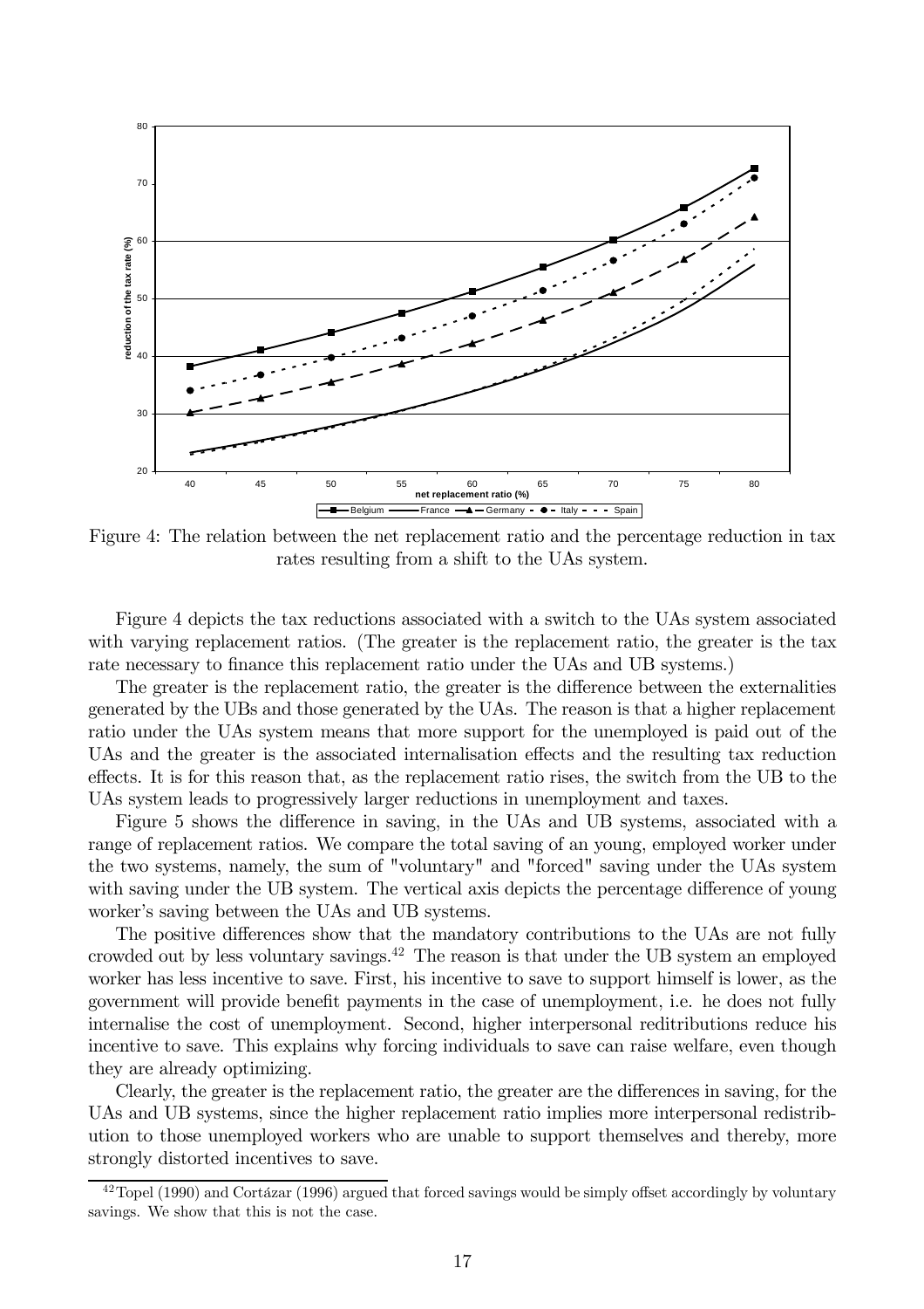Figure 4: The relation between the net replacement ratio and the percentage reduction in tax rates resulting from a shift to the UAs system.

Figure 4 depicts the tax reductions associated with a switch to the UAs system associated with varying replacement ratios. (The greater is the replacement ratio, the greater is the tax rate necessary to finance this replacement ratio under the UAs and UB systems.)

The greater is the replacement ratio, the greater is the difference between the externalities generated by the UBs and those generated by the UAs. The reason is that a higher replacement ratio under the UAs system means that more support for the unemployed is paid out of the UAs and the greater is the associated internalisation effects and the resulting tax reduction effects. It is for this reason that, as the replacement ratio rises, the switch from the UB to the UAs system leads to progressively larger reductions in unemployment and taxes.

Figure 5 shows the difference in saving, in the UAs and UB systems, associated with a range of replacement ratios. We compare the total saving of an young, employed worker under the two systems, namely, the sum of "voluntary" and "forced" saving under the UAs system with saving under the UB system. The vertical axis depicts the percentage difference of young worker's saving between the UAs and UB systems.

The positive differences show that the mandatory contributions to the UAs are not fully crowded out by less voluntary savings.[42] The reason is that under the UB system an employed worker has less incentive to save. First, his incentive to save to support himself is lower, as the government will provide benefit payments in the case of unemployment, i.e. he does not fully internalise the cost of unemployment. Second, higher interpersonal reditributions reduce his incentive to save. This explains why forcing individuals to save can raise welfare, even though they are already optimizing.

Clearly, the greater is the replacement ratio, the greater are the differences in saving, for the UAs and UB systems, since the higher replacement ratio implies more interpersonal redistribution to those unemployed workers who are unable to support themselves and thereby, more strongly distorted incentives to save.

[42] Topel (1990) and Cortázar (1996) argued that forced savings would be simply offset accordingly by voluntary savings. We show that this is not the case.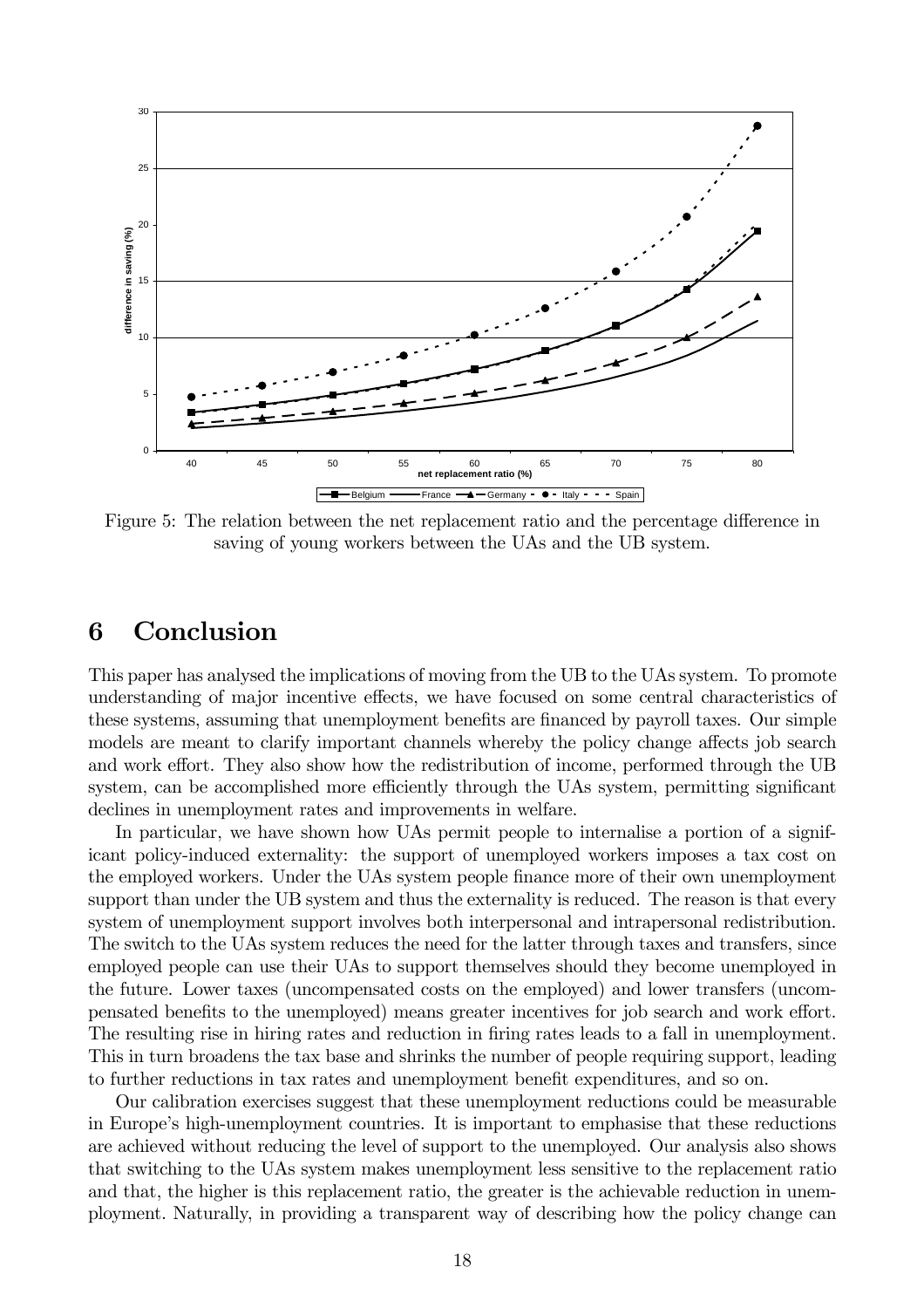Figure 5: The relation between the net replacement ratio and the percentage difference in saving of young workers between the UAs and the UB system.

## 6 Conclusion

This paper has analysed the implications of moving from the UB to the UAs system. To promote understanding of major incentive effects, we have focused on some central characteristics of these systems, assuming that unemployment benefits are financed by payroll taxes. Our simple models are meant to clarify important channels whereby the policy change affects job search and work effort. They also show how the redistribution of income, performed through the UB system, can be accomplished more efficiently through the UAs system, permitting significant declines in unemployment rates and improvements in welfare.

In particular, we have shown how UAs permit people to internalise a portion of a significant policy-induced externality: the support of unemployed workers imposes a tax cost on the employed workers. Under the UAs system people finance more of their own unemployment support than under the UB system and thus the externality is reduced. The reason is that every system of unemployment support involves both interpersonal and intrapersonal redistribution. The switch to the UAs system reduces the need for the latter through taxes and transfers, since employed people can use their UAs to support themselves should they become unemployed in the future. Lower taxes (uncompensated costs on the employed) and lower transfers (uncompensated benefits to the unemployed) means greater incentives for job search and work effort. The resulting rise in hiring rates and reduction in firing rates leads to a fall in unemployment. This in turn broadens the tax base and shrinks the number of people requiring support, leading to further reductions in tax rates and unemployment benefit expenditures, and so on.

Our calibration exercises suggest that these unemployment reductions could be measurable in Europe's high-unemployment countries. It is important to emphasise that these reductions are achieved without reducing the level of support to the unemployed. Our analysis also shows that switching to the UAs system makes unemployment less sensitive to the replacement ratio and that, the higher is this replacement ratio, the greater is the achievable reduction in unemployment. Naturally, in providing a transparent way of describing how the policy change can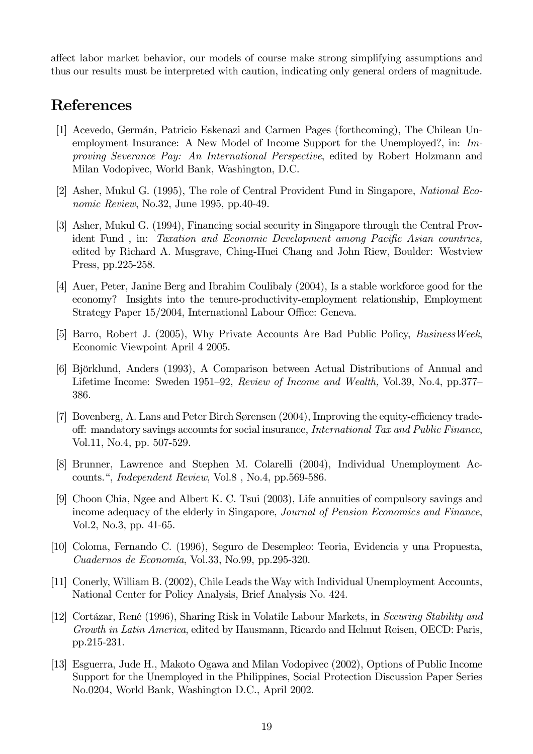affect labor market behavior, our models of course make strong simplifying assumptions and thus our results must be interpreted with caution, indicating only general orders of magnitude.

# References

[1] Acevedo, Germán, Patricio Eskenazi and Carmen Pages (forthcoming), The Chilean Unemployment Insurance: A New Model of Income Support for the Unemployed?, in: *Improving Severance Pay: An International Perspective*, edited by Robert Holzmann and Milan Vodopivec, World Bank, Washington, D.C.

[2] Asher, Mukul G. (1995), The role of Central Provident Fund in Singapore, *National Economic Review*, No.32, June 1995, pp.40-49.

[3] Asher, Mukul G. (1994), Financing social security in Singapore through the Central Provident Fund , in: *Taxation and Economic Development among Pacific Asian countries,* edited by Richard A. Musgrave, Ching-Huei Chang and John Riew, Boulder: Westview Press, pp.225-258.

[4] Auer, Peter, Janine Berg and Ibrahim Coulibaly (2004), Is a stable workforce good for the economy? Insights into the tenure-productivity-employment relationship, Employment Strategy Paper 15/2004, International Labour Office: Geneva.

[5] Barro, Robert J. (2005), Why Private Accounts Are Bad Public Policy, *BusinessWeek*, Economic Viewpoint April 4 2005.

[6] Björklund, Anders (1993), A Comparison between Actual Distributions of Annual and Lifetime Income: Sweden 1951–92, *Review of Income and Wealth,* Vol.39, No.4, pp.377–386.

[7] Bovenberg, A. Lans and Peter Birch Sørensen (2004), Improving the equity-efficiency trade-off: mandatory savings accounts for social insurance, *International Tax and Public Finance*, Vol.11, No.4, pp. 507-529.

[8] Brunner, Lawrence and Stephen M. Colarelli (2004), Individual Unemployment Accounts.", *Independent Review*, Vol.8 , No.4, pp.569-586.

[9] Choon Chia, Ngee and Albert K. C. Tsui (2003), Life annuities of compulsory savings and income adequacy of the elderly in Singapore, *Journal of Pension Economics and Finance*, Vol.2, No.3, pp. 41-65.

[10] Coloma, Fernando C. (1996), Seguro de Desempleo: Teoria, Evidencia y una Propuesta, *Cuadernos de Economía*, Vol.33, No.99, pp.295-320.

[11] Conerly, William B. (2002), Chile Leads the Way with Individual Unemployment Accounts, National Center for Policy Analysis, Brief Analysis No. 424.

[12] Cortázar, René (1996), Sharing Risk in Volatile Labour Markets, in *Securing Stability and Growth in Latin America*, edited by Hausmann, Ricardo and Helmut Reisen, OECD: Paris, pp.215-231.

[13] Esguerra, Jude H., Makoto Ogawa and Milan Vodopivec (2002), Options of Public Income Support for the Unemployed in the Philippines, Social Protection Discussion Paper Series No.0204, World Bank, Washington D.C., April 2002.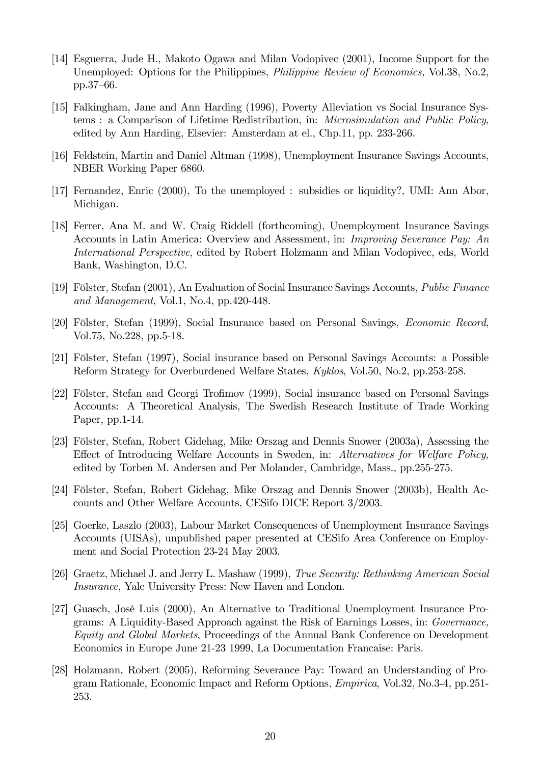[14] Esguerra, Jude H., Makoto Ogawa and Milan Vodopivec (2001), Income Support for the Unemployed: Options for the Philippines, *Philippine Review of Economics,* Vol.38, No.2, pp.37–66.

[15] Falkingham, Jane and Ann Harding (1996), Poverty Alleviation vs Social Insurance Systems : a Comparison of Lifetime Redistribution, in: *Microsimulation and Public Policy*, edited by Ann Harding, Elsevier: Amsterdam at el., Chp.11, pp. 233-266.

[16] Feldstein, Martin and Daniel Altman (1998), Unemployment Insurance Savings Accounts, NBER Working Paper 6860.

[17] Fernandez, Enric (2000), To the unemployed : subsidies or liquidity?, UMI: Ann Abor, Michigan.

[18] Ferrer, Ana M. and W. Craig Riddell (forthcoming), Unemployment Insurance Savings Accounts in Latin America: Overview and Assessment, in: *Improving Severance Pay: An International Perspective*, edited by Robert Holzmann and Milan Vodopivec, eds, World Bank, Washington, D.C.

[19] Fölster, Stefan (2001), An Evaluation of Social Insurance Savings Accounts, *Public Finance and Management*, Vol.1, No.4, pp.420-448.

[20] Fölster, Stefan (1999), Social Insurance based on Personal Savings, *Economic Record*, Vol.75, No.228, pp.5-18.

[21] Fölster, Stefan (1997), Social insurance based on Personal Savings Accounts: a Possible Reform Strategy for Overburdened Welfare States, *Kyklos*, Vol.50, No.2, pp.253-258.

[22] Fölster, Stefan and Georgi Trofimov (1999), Social insurance based on Personal Savings Accounts: A Theoretical Analysis, The Swedish Research Institute of Trade Working Paper, pp.1-14.

[23] Fölster, Stefan, Robert Gidehag, Mike Orszag and Dennis Snower (2003a), Assessing the Effect of Introducing Welfare Accounts in Sweden, in: *Alternatives for Welfare Policy,* edited by Torben M. Andersen and Per Molander, Cambridge, Mass., pp.255-275.

[24] Fölster, Stefan, Robert Gidehag, Mike Orszag and Dennis Snower (2003b), Health Accounts and Other Welfare Accounts, CESifo DICE Report 3/2003.

[25] Goerke, Laszlo (2003), Labour Market Consequences of Unemployment Insurance Savings Accounts (UISAs), unpublished paper presented at CESifo Area Conference on Employment and Social Protection 23-24 May 2003.

[26] Graetz, Michael J. and Jerry L. Mashaw (1999), *True Security: Rethinking American Social Insurance*, Yale University Press: New Haven and London.

[27] Guasch, José Luis (2000), An Alternative to Traditional Unemployment Insurance Programs: A Liquidity-Based Approach against the Risk of Earnings Losses, in: *Governance, Equity and Global Markets*, Proceedings of the Annual Bank Conference on Development Economics in Europe June 21-23 1999, La Documentation Francaise: Paris.

[28] Holzmann, Robert (2005), Reforming Severance Pay: Toward an Understanding of Program Rationale, Economic Impact and Reform Options, *Empirica*, Vol.32, No.3-4, pp.251-253.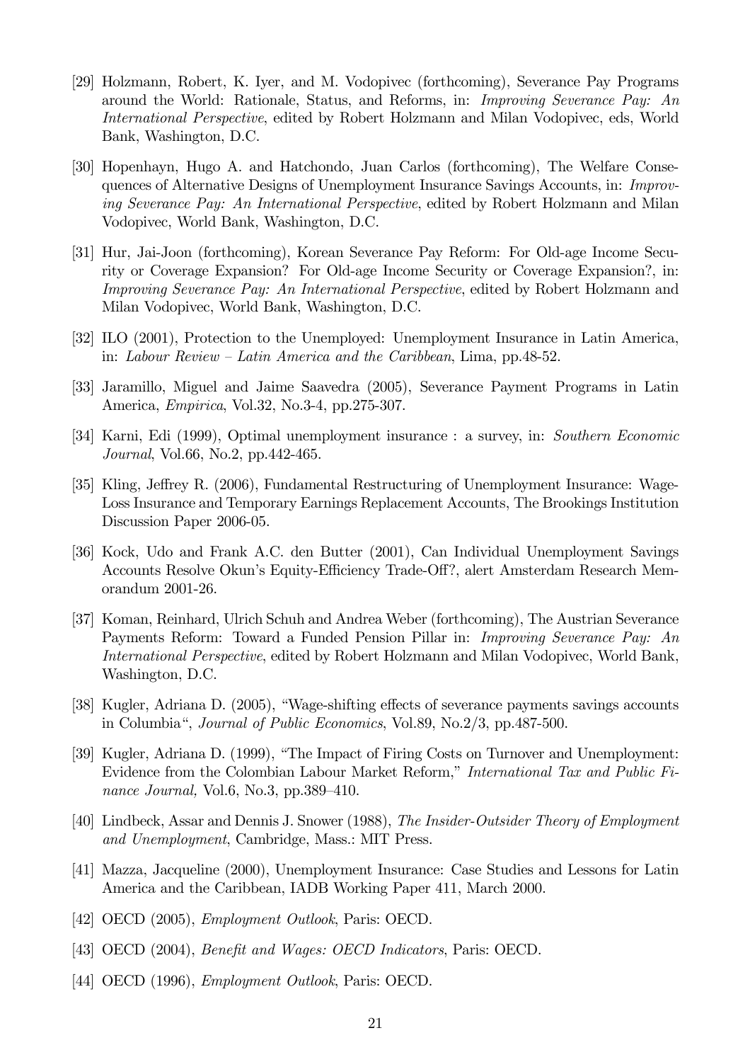[29] Holzmann, Robert, K. Iyer, and M. Vodopivec (forthcoming), Severance Pay Programs around the World: Rationale, Status, and Reforms, in: *Improving Severance Pay: An International Perspective*, edited by Robert Holzmann and Milan Vodopivec, eds, World Bank, Washington, D.C.

[30] Hopenhayn, Hugo A. and Hatchondo, Juan Carlos (forthcoming), The Welfare Consequences of Alternative Designs of Unemployment Insurance Savings Accounts, in: *Improving Severance Pay: An International Perspective*, edited by Robert Holzmann and Milan Vodopivec, World Bank, Washington, D.C.

[31] Hur, Jai-Joon (forthcoming), Korean Severance Pay Reform: For Old-age Income Security or Coverage Expansion? For Old-age Income Security or Coverage Expansion?, in: *Improving Severance Pay: An International Perspective*, edited by Robert Holzmann and Milan Vodopivec, World Bank, Washington, D.C.

[32] ILO (2001), Protection to the Unemployed: Unemployment Insurance in Latin America, in: *Labour Review – Latin America and the Caribbean*, Lima, pp.48-52.

[33] Jaramillo, Miguel and Jaime Saavedra (2005), Severance Payment Programs in Latin America, *Empirica*, Vol.32, No.3-4, pp.275-307.

[34] Karni, Edi (1999), Optimal unemployment insurance : a survey, in: *Southern Economic Journal*, Vol.66, No.2, pp.442-465.

[35] Kling, Jeffrey R. (2006), Fundamental Restructuring of Unemployment Insurance: Wage-Loss Insurance and Temporary Earnings Replacement Accounts, The Brookings Institution Discussion Paper 2006-05.

[36] Kock, Udo and Frank A.C. den Butter (2001), Can Individual Unemployment Savings Accounts Resolve Okun's Equity-Efficiency Trade-Off?, alert Amsterdam Research Memorandum 2001-26.

[37] Koman, Reinhard, Ulrich Schuh and Andrea Weber (forthcoming), The Austrian Severance Payments Reform: Toward a Funded Pension Pillar in: *Improving Severance Pay: An International Perspective*, edited by Robert Holzmann and Milan Vodopivec, World Bank, Washington, D.C.

[38] Kugler, Adriana D. (2005), "Wage-shifting effects of severance payments savings accounts in Columbia", *Journal of Public Economics*, Vol.89, No.2/3, pp.487-500.

[39] Kugler, Adriana D. (1999), "The Impact of Firing Costs on Turnover and Unemployment: Evidence from the Colombian Labour Market Reform," *International Tax and Public Finance Journal,* Vol.6, No.3, pp.389–410.

[40] Lindbeck, Assar and Dennis J. Snower (1988), *The Insider-Outsider Theory of Employment and Unemployment*, Cambridge, Mass.: MIT Press.

[41] Mazza, Jacqueline (2000), Unemployment Insurance: Case Studies and Lessons for Latin America and the Caribbean, IADB Working Paper 411, March 2000.

[42] OECD (2005), *Employment Outlook*, Paris: OECD.

[43] OECD (2004), *Benefit and Wages: OECD Indicators*, Paris: OECD.

[44] OECD (1996), *Employment Outlook*, Paris: OECD.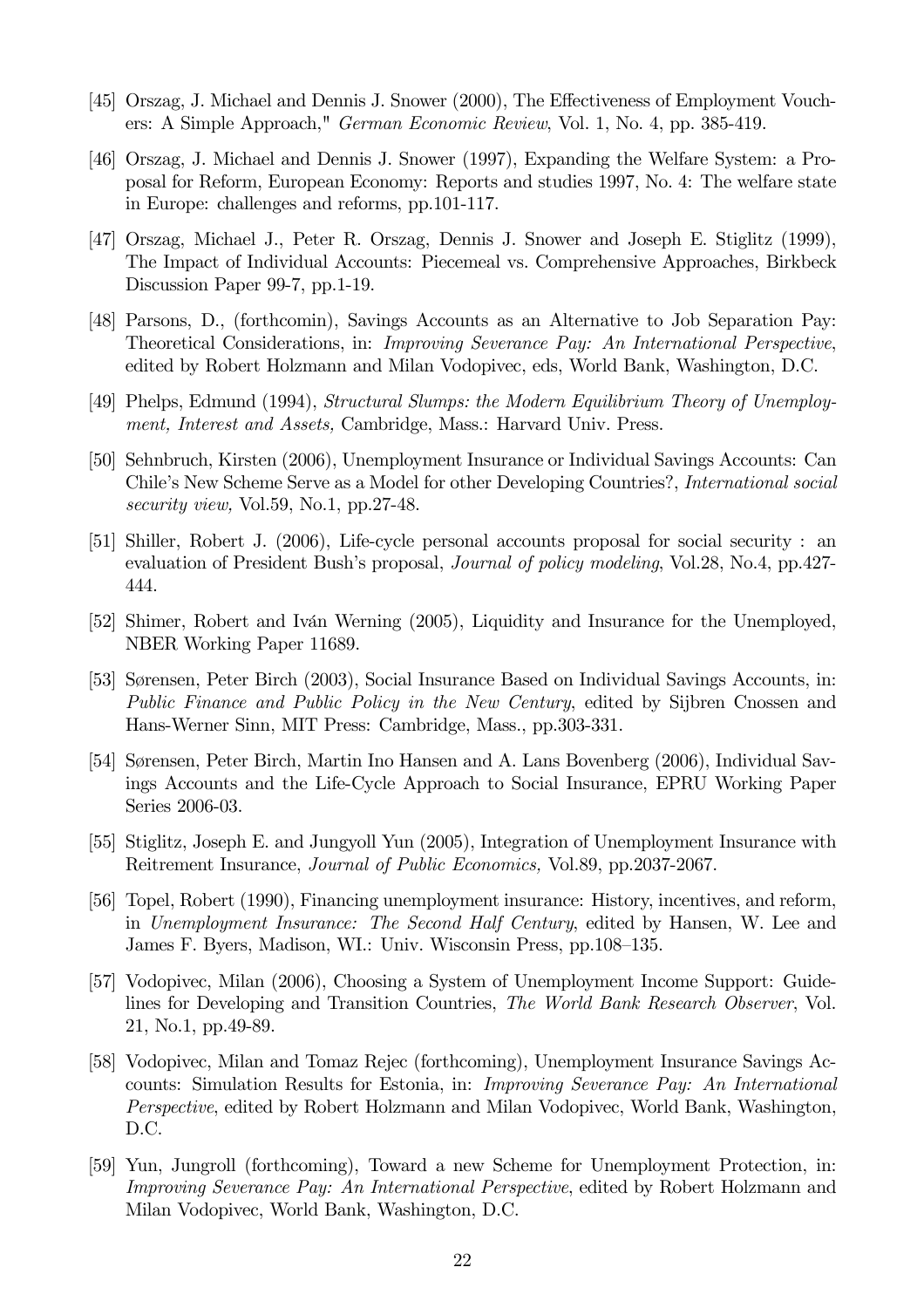[45] Orszag, J. Michael and Dennis J. Snower (2000), The Effectiveness of Employment Vouchers: A Simple Approach," *German Economic Review*, Vol. 1, No. 4, pp. 385-419.

[46] Orszag, J. Michael and Dennis J. Snower (1997), Expanding the Welfare System: a Proposal for Reform, European Economy: Reports and studies 1997, No. 4: The welfare state in Europe: challenges and reforms, pp.101-117.

[47] Orszag, Michael J., Peter R. Orszag, Dennis J. Snower and Joseph E. Stiglitz (1999), The Impact of Individual Accounts: Piecemeal vs. Comprehensive Approaches, Birkbeck Discussion Paper 99-7, pp.1-19.

[48] Parsons, D., (forthcomin), Savings Accounts as an Alternative to Job Separation Pay: Theoretical Considerations, in: *Improving Severance Pay: An International Perspective*, edited by Robert Holzmann and Milan Vodopivec, eds, World Bank, Washington, D.C.

[49] Phelps, Edmund (1994), *Structural Slumps: the Modern Equilibrium Theory of Unemployment, Interest and Assets,* Cambridge, Mass.: Harvard Univ. Press.

[50] Sehnbruch, Kirsten (2006), Unemployment Insurance or Individual Savings Accounts: Can Chile's New Scheme Serve as a Model for other Developing Countries?, *International social security view,* Vol.59, No.1, pp.27-48.

[51] Shiller, Robert J. (2006), Life-cycle personal accounts proposal for social security : an evaluation of President Bush's proposal, *Journal of policy modeling*, Vol.28, No.4, pp.427-444.

[52] Shimer, Robert and Iván Werning (2005), Liquidity and Insurance for the Unemployed, NBER Working Paper 11689.

[53] Sørensen, Peter Birch (2003), Social Insurance Based on Individual Savings Accounts, in: *Public Finance and Public Policy in the New Century*, edited by Sijbren Cnossen and Hans-Werner Sinn, MIT Press: Cambridge, Mass., pp.303-331.

[54] Sørensen, Peter Birch, Martin Ino Hansen and A. Lans Bovenberg (2006), Individual Savings Accounts and the Life-Cycle Approach to Social Insurance, EPRU Working Paper Series 2006-03.

[55] Stiglitz, Joseph E. and Jungyoll Yun (2005), Integration of Unemployment Insurance with Reitrement Insurance, *Journal of Public Economics,* Vol.89, pp.2037-2067.

[56] Topel, Robert (1990), Financing unemployment insurance: History, incentives, and reform, in *Unemployment Insurance: The Second Half Century*, edited by Hansen, W. Lee and James F. Byers, Madison, WI.: Univ. Wisconsin Press, pp.108–135.

[57] Vodopivec, Milan (2006), Choosing a System of Unemployment Income Support: Guidelines for Developing and Transition Countries, *The World Bank Research Observer*, Vol. 21, No.1, pp.49-89.

[58] Vodopivec, Milan and Tomaz Rejec (forthcoming), Unemployment Insurance Savings Accounts: Simulation Results for Estonia, in: *Improving Severance Pay: An International Perspective*, edited by Robert Holzmann and Milan Vodopivec, World Bank, Washington, D.C.

[59] Yun, Jungroll (forthcoming), Toward a new Scheme for Unemployment Protection, in: *Improving Severance Pay: An International Perspective*, edited by Robert Holzmann and Milan Vodopivec, World Bank, Washington, D.C.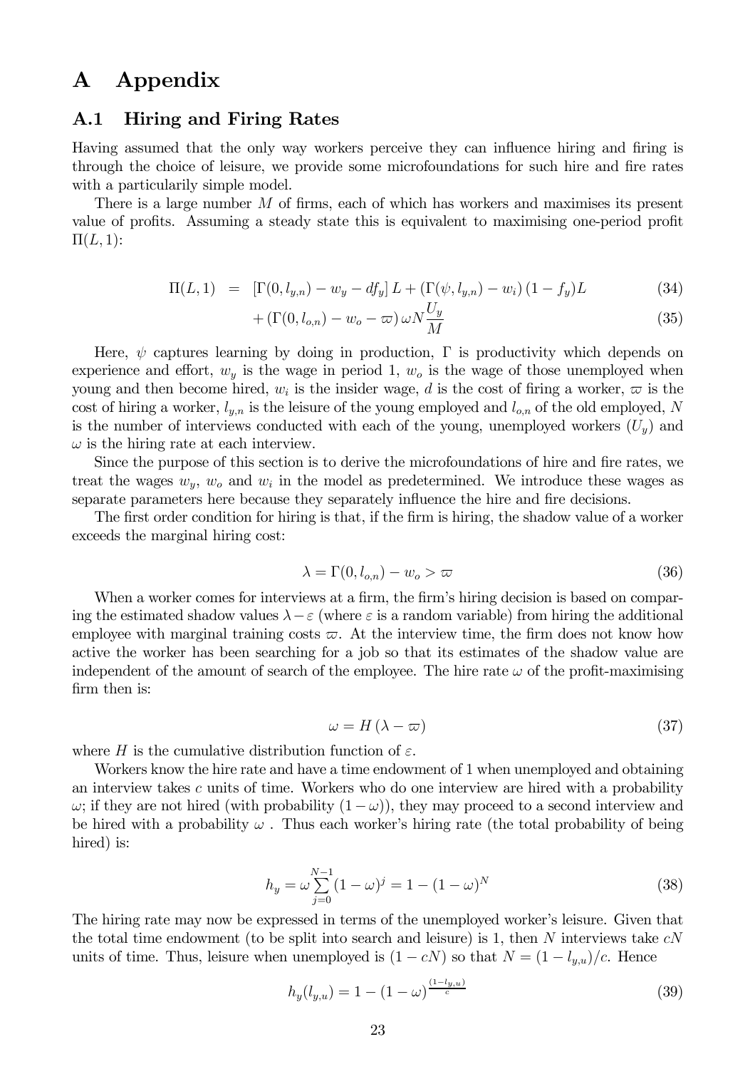# A Appendix

## A.1 Hiring and Firing Rates

Having assumed that the only way workers perceive they can influence hiring and firing is through the choice of leisure, we provide some microfoundations for such hire and fire rates with a particularily simple model.

There is a large number $M$ of firms, each of which has workers and maximises its present value of profits. Assuming a steady state this is equivalent to maximising one-period profit $\Pi(L, 1)$:

$$\Pi(L,1) = [\Gamma(0,l_{y,n}) - w_y - df_y] L + (\Gamma(\psi,l_{y,n}) - w_i)(1-f_y)L \tag{34}$$

$$+ (\Gamma(0,l_{o,n}) - w_o - \varpi)\,\omega N \frac{U_y}{M} \tag{35}$$

Here, $\psi$ captures learning by doing in production, $\Gamma$ is productivity which depends on experience and effort, $w_y$ is the wage in period 1, $w_o$ is the wage of those unemployed when young and then become hired, $w_i$ is the insider wage, $d$ is the cost of firing a worker, $\varpi$ is the cost of hiring a worker, $l_{y,n}$ is the leisure of the young employed and $l_{o,n}$ of the old employed, $N$ is the number of interviews conducted with each of the young, unemployed workers ($U_y$) and $\omega$ is the hiring rate at each interview.

Since the purpose of this section is to derive the microfoundations of hire and fire rates, we treat the wages $w_y$, $w_o$ and $w_i$ in the model as predetermined. We introduce these wages as separate parameters here because they separately influence the hire and fire decisions.

The first order condition for hiring is that, if the firm is hiring, the shadow value of a worker exceeds the marginal hiring cost:

$$\lambda = \Gamma(0,l_{o,n}) - w_o > \varpi \tag{36}$$

When a worker comes for interviews at a firm, the firm's hiring decision is based on comparing the estimated shadow values $\lambda - \varepsilon$ (where $\varepsilon$ is a random variable) from hiring the additional employee with marginal training costs $\varpi$. At the interview time, the firm does not know how active the worker has been searching for a job so that its estimates of the shadow value are independent of the amount of search of the employee. The hire rate $\omega$ of the profit-maximising firm then is:

$$\omega = H(\lambda - \varpi) \tag{37}$$

where $H$ is the cumulative distribution function of $\varepsilon$.

Workers know the hire rate and have a time endowment of 1 when unemployed and obtaining an interview takes $c$ units of time. Workers who do one interview are hired with a probability $\omega$; if they are not hired (with probability $(1-\omega)$), they may proceed to a second interview and be hired with a probability $\omega$ . Thus each worker's hiring rate (the total probability of being hired) is:

$$h_y = \omega \sum_{j=0}^{N-1} (1-\omega)^j = 1 - (1-\omega)^N \tag{38}$$

The hiring rate may now be expressed in terms of the unemployed worker's leisure. Given that the total time endowment (to be split into search and leisure) is 1, then $N$ interviews take $cN$ units of time. Thus, leisure when unemployed is $(1 - cN)$ so that $N = (1 - l_{y,u})/c$. Hence

$$h_y(l_{y,u}) = 1 - (1-\omega)^{\frac{(1-l_{y,u})}{c}} \tag{39}$$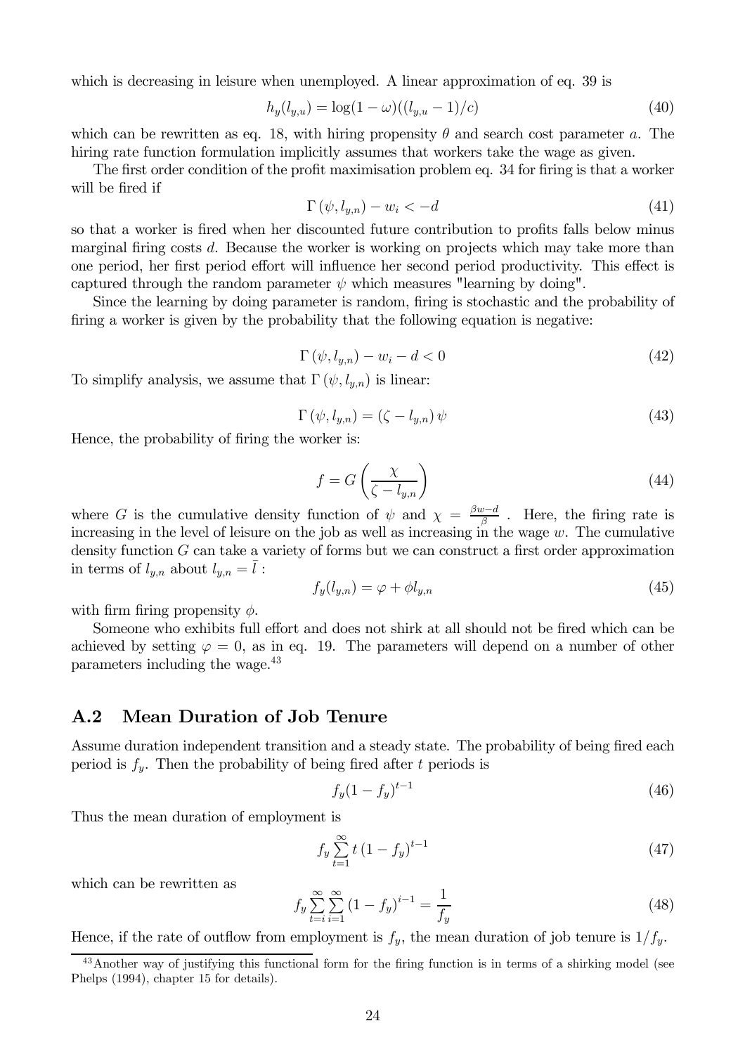which is decreasing in leisure when unemployed. A linear approximation of eq. 39 is

$$h_y(l_{y,u}) = \log(1-\omega)((l_{y,u}-1)/c) \tag{40}$$

which can be rewritten as eq. 18, with hiring propensity $\theta$ and search cost parameter $a$. The hiring rate function formulation implicitly assumes that workers take the wage as given.

The first order condition of the profit maximisation problem eq. 34 for firing is that a worker will be fired if

$$\Gamma(\psi, l_{y,n}) - w_i < -d \tag{41}$$

so that a worker is fired when her discounted future contribution to profits falls below minus marginal firing costs $d$. Because the worker is working on projects which may take more than one period, her first period effort will influence her second period productivity. This effect is captured through the random parameter $\psi$ which measures "learning by doing".

Since the learning by doing parameter is random, firing is stochastic and the probability of firing a worker is given by the probability that the following equation is negative:

$$\Gamma(\psi, l_{y,n}) - w_i - d < 0 \tag{42}$$

To simplify analysis, we assume that $\Gamma(\psi, l_{y,n})$ is linear:

$$\Gamma(\psi, l_{y,n}) = (\zeta - l_{y,n})\,\psi \tag{43}$$

Hence, the probability of firing the worker is:

$$f = G\left(\frac{\chi}{\zeta - l_{y,n}}\right) \tag{44}$$

where $G$ is the cumulative density function of $\psi$ and $\chi = \frac{\beta w - d}{\beta}$ . Here, the firing rate is increasing in the level of leisure on the job as well as increasing in the wage $w$. The cumulative density function $G$ can take a variety of forms but we can construct a first order approximation in terms of $l_{y,n}$ about $l_{y,n} = \bar{l}$ :

$$f_y(l_{y,n}) = \varphi + \phi l_{y,n} \tag{45}$$

with firm firing propensity $\phi$.

Someone who exhibits full effort and does not shirk at all should not be fired which can be achieved by setting $\varphi = 0$, as in eq. 19. The parameters will depend on a number of other parameters including the wage.[43]

## A.2 Mean Duration of Job Tenure

Assume duration independent transition and a steady state. The probability of being fired each period is $f_y$. Then the probability of being fired after $t$ periods is

$$f_y(1-f_y)^{t-1} \tag{46}$$

Thus the mean duration of employment is

$$f_y \sum_{t=1}^{\infty} t\,(1-f_y)^{t-1} \tag{47}$$

which can be rewritten as

$$f_y \sum_{t=i}^{\infty} \sum_{i=1}^{\infty} (1-f_y)^{i-1} = \frac{1}{f_y} \tag{48}$$

Hence, if the rate of outflow from employment is $f_y$, the mean duration of job tenure is $1/f_y$.

[43] Another way of justifying this functional form for the firing function is in terms of a shirking model (see Phelps (1994), chapter 15 for details).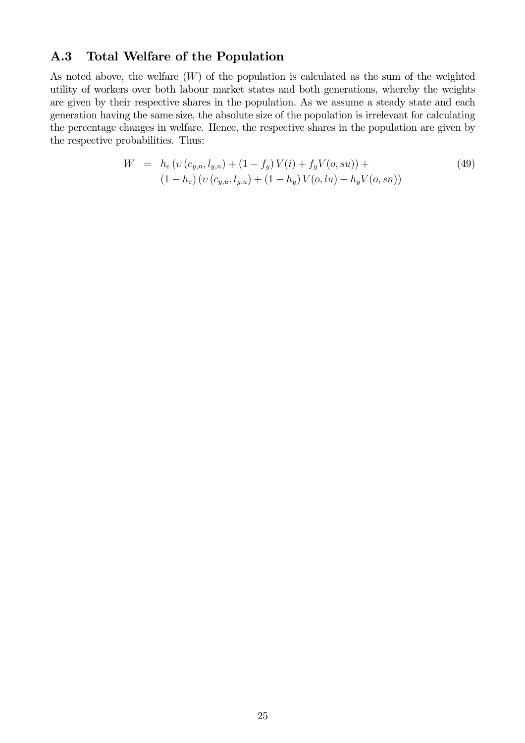### A.3 Total Welfare of the Population

As noted above, the welfare ($W$) of the population is calculated as the sum of the weighted utility of workers over both labour market states and both generations, whereby the weights are given by their respective shares in the population. As we assume a steady state and each generation having the same size, the absolute size of the population is irrelevant for calculating the percentage changes in welfare. Hence, the respective shares in the population are given by the respective probabilities. Thus:

$$
\begin{aligned}
W &= h_e \left( \upsilon \left( c_{y,n}, l_{y,n} \right) + \left(1 - f_y\right) V(i) + f_y V(o, su) \right) + \\
&\quad \left(1 - h_e\right) \left( \upsilon \left( c_{y,u}, l_{y,u} \right) + \left(1 - h_y\right) V(o, lu) + h_y V(o, sn) \right)
\end{aligned}
\tag{49}
$$